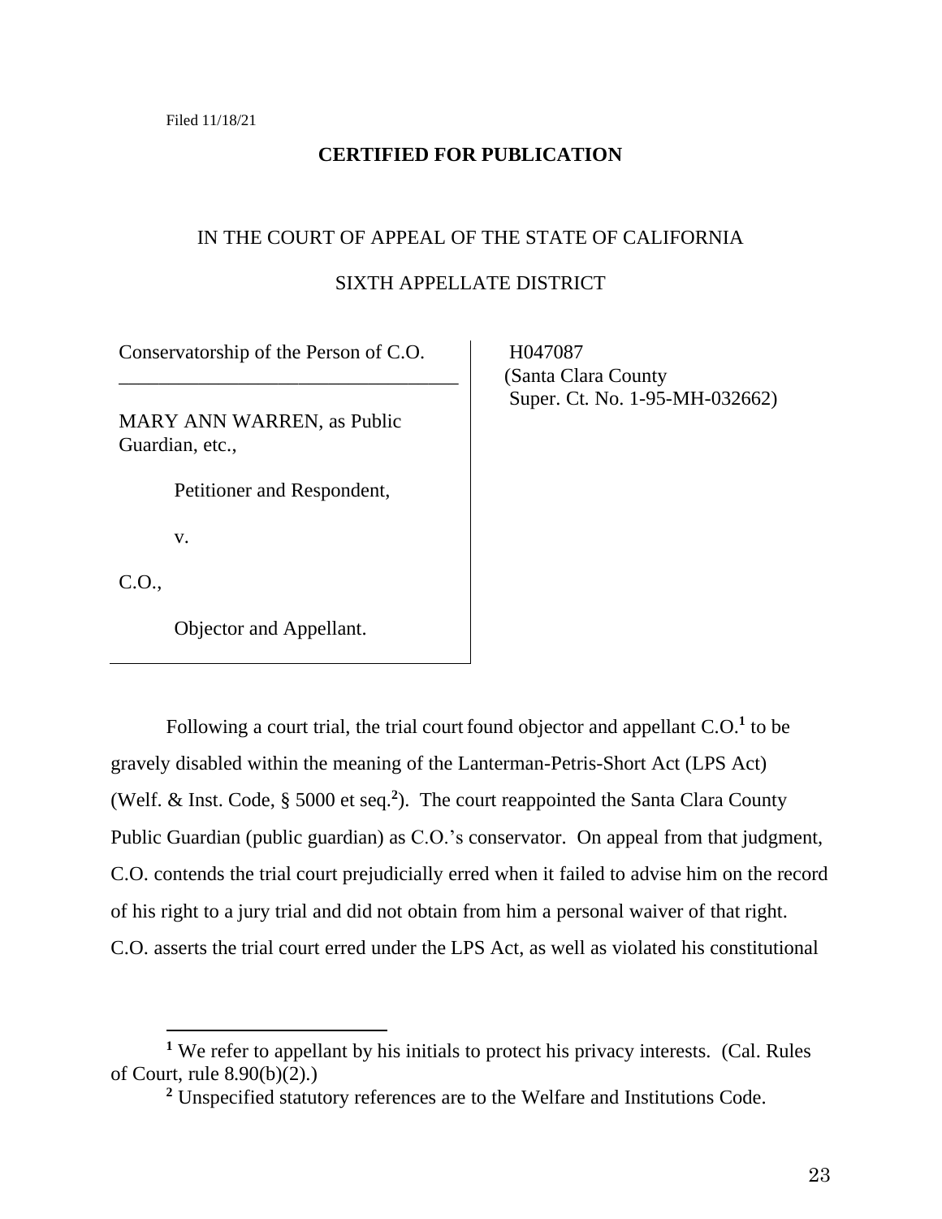Filed 11/18/21

**CERTIFIED FOR PUBLICATION**

IN THE COURT OF APPEAL OF THE STATE OF CALIFORNIA

SIXTH APPELLATE DISTRICT

| | |
|---|---|
| Conservatorship of the Person of C.O.<br><br>MARY ANN WARREN, as Public Guardian, etc.,<br><br>Petitioner and Respondent,<br><br>v.<br><br>C.O.,<br><br>Objector and Appellant. | H047087<br>(Santa Clara County Super. Ct. No. 1-95-MH-032662) |

Following a court trial, the trial court found objector and appellant C.O.[1] to be gravely disabled within the meaning of the Lanterman-Petris-Short Act (LPS Act) (Welf. & Inst. Code, § 5000 et seq.[2]). The court reappointed the Santa Clara County Public Guardian (public guardian) as C.O.'s conservator. On appeal from that judgment, C.O. contends the trial court prejudicially erred when it failed to advise him on the record of his right to a jury trial and did not obtain from him a personal waiver of that right. C.O. asserts the trial court erred under the LPS Act, as well as violated his constitutional

[1] We refer to appellant by his initials to protect his privacy interests. (Cal. Rules of Court, rule 8.90(b)(2).)

[2] Unspecified statutory references are to the Welfare and Institutions Code.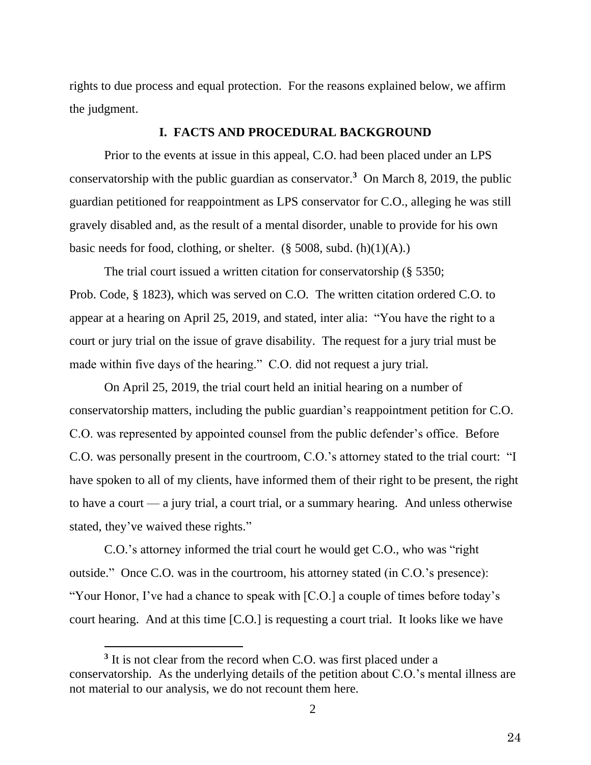rights to due process and equal protection. For the reasons explained below, we affirm the judgment.

## I. FACTS AND PROCEDURAL BACKGROUND

Prior to the events at issue in this appeal, C.O. had been placed under an LPS conservatorship with the public guardian as conservator.[3] On March 8, 2019, the public guardian petitioned for reappointment as LPS conservator for C.O., alleging he was still gravely disabled and, as the result of a mental disorder, unable to provide for his own basic needs for food, clothing, or shelter. (§ 5008, subd. (h)(1)(A).)

The trial court issued a written citation for conservatorship (§ 5350; Prob. Code, § 1823), which was served on C.O. The written citation ordered C.O. to appear at a hearing on April 25, 2019, and stated, inter alia: "You have the right to a court or jury trial on the issue of grave disability. The request for a jury trial must be made within five days of the hearing." C.O. did not request a jury trial.

On April 25, 2019, the trial court held an initial hearing on a number of conservatorship matters, including the public guardian's reappointment petition for C.O. C.O. was represented by appointed counsel from the public defender's office. Before C.O. was personally present in the courtroom, C.O.'s attorney stated to the trial court: "I have spoken to all of my clients, have informed them of their right to be present, the right to have a court — a jury trial, a court trial, or a summary hearing. And unless otherwise stated, they've waived these rights."

C.O.'s attorney informed the trial court he would get C.O., who was "right outside." Once C.O. was in the courtroom, his attorney stated (in C.O.'s presence): "Your Honor, I've had a chance to speak with [C.O.] a couple of times before today's court hearing. And at this time [C.O.] is requesting a court trial. It looks like we have

[3] It is not clear from the record when C.O. was first placed under a conservatorship. As the underlying details of the petition about C.O.'s mental illness are not material to our analysis, we do not recount them here.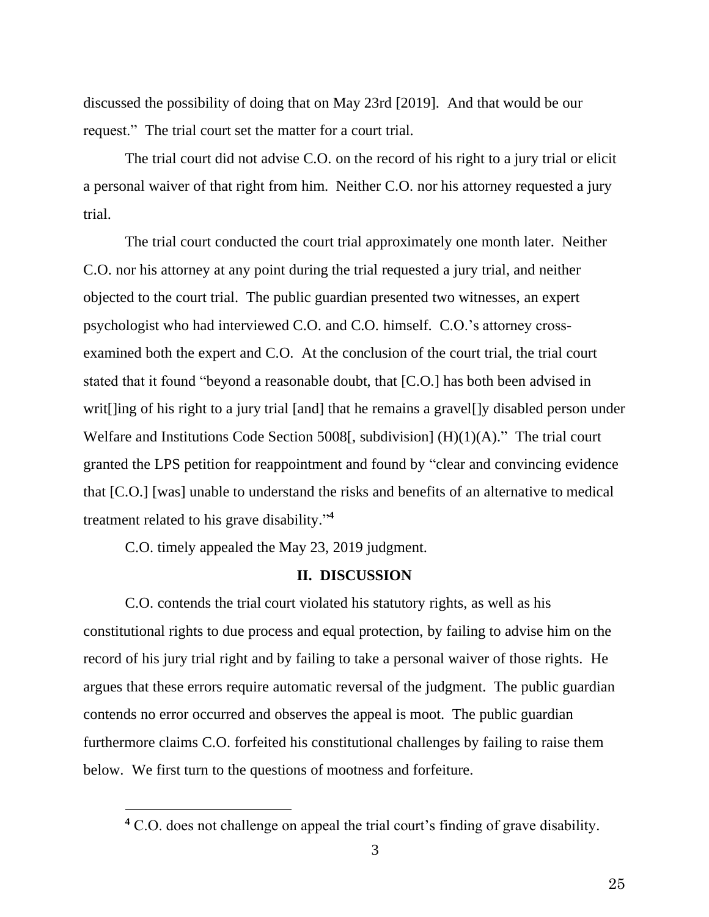discussed the possibility of doing that on May 23rd [2019]. And that would be our request." The trial court set the matter for a court trial.

The trial court did not advise C.O. on the record of his right to a jury trial or elicit a personal waiver of that right from him. Neither C.O. nor his attorney requested a jury trial.

The trial court conducted the court trial approximately one month later. Neither C.O. nor his attorney at any point during the trial requested a jury trial, and neither objected to the court trial. The public guardian presented two witnesses, an expert psychologist who had interviewed C.O. and C.O. himself. C.O.'s attorney cross-examined both the expert and C.O. At the conclusion of the court trial, the trial court stated that it found "beyond a reasonable doubt, that [C.O.] has both been advised in writ[]ing of his right to a jury trial [and] that he remains a gravel[]y disabled person under Welfare and Institutions Code Section 5008[, subdivision] (H)(1)(A)." The trial court granted the LPS petition for reappointment and found by "clear and convincing evidence that [C.O.] [was] unable to understand the risks and benefits of an alternative to medical treatment related to his grave disability."[4]

C.O. timely appealed the May 23, 2019 judgment.

## II. DISCUSSION

C.O. contends the trial court violated his statutory rights, as well as his constitutional rights to due process and equal protection, by failing to advise him on the record of his jury trial right and by failing to take a personal waiver of those rights. He argues that these errors require automatic reversal of the judgment. The public guardian contends no error occurred and observes the appeal is moot. The public guardian furthermore claims C.O. forfeited his constitutional challenges by failing to raise them below. We first turn to the questions of mootness and forfeiture.

---

[4] C.O. does not challenge on appeal the trial court's finding of grave disability.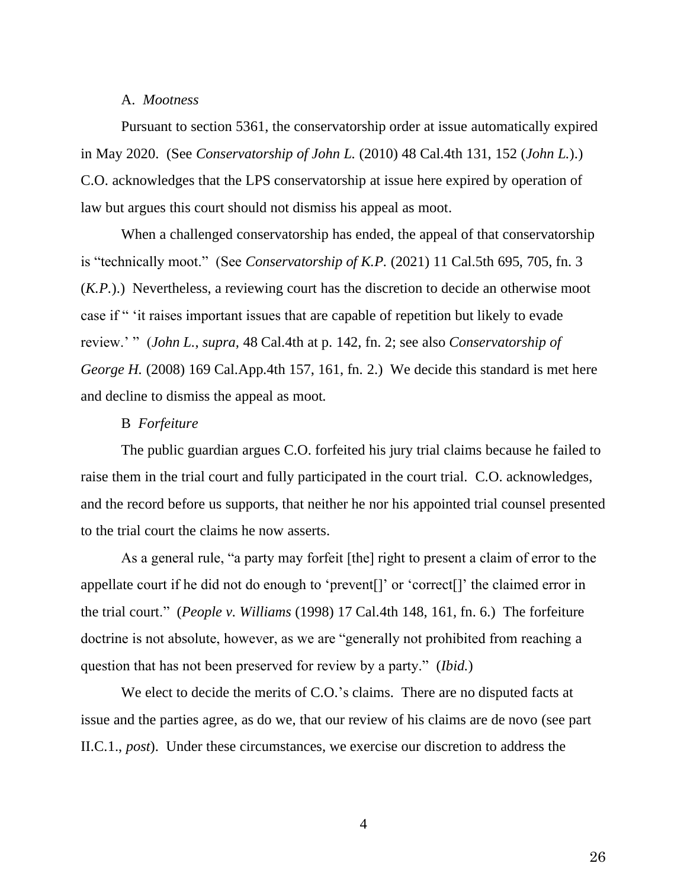A. *Mootness*

Pursuant to section 5361, the conservatorship order at issue automatically expired in May 2020. (See *Conservatorship of John L.* (2010) 48 Cal.4th 131, 152 (*John L.*).) C.O. acknowledges that the LPS conservatorship at issue here expired by operation of law but argues this court should not dismiss his appeal as moot.

When a challenged conservatorship has ended, the appeal of that conservatorship is "technically moot." (See *Conservatorship of K.P.* (2021) 11 Cal.5th 695, 705, fn. 3 (*K.P.*).) Nevertheless, a reviewing court has the discretion to decide an otherwise moot case if " 'it raises important issues that are capable of repetition but likely to evade review.' " (*John L.*, *supra,* 48 Cal.4th at p. 142, fn. 2; see also *Conservatorship of George H.* (2008) 169 Cal.App.4th 157, 161, fn. 2.) We decide this standard is met here and decline to dismiss the appeal as moot.

B *Forfeiture*

The public guardian argues C.O. forfeited his jury trial claims because he failed to raise them in the trial court and fully participated in the court trial. C.O. acknowledges, and the record before us supports, that neither he nor his appointed trial counsel presented to the trial court the claims he now asserts.

As a general rule, "a party may forfeit [the] right to present a claim of error to the appellate court if he did not do enough to 'prevent[]' or 'correct[]' the claimed error in the trial court." (*People v. Williams* (1998) 17 Cal.4th 148, 161, fn. 6.) The forfeiture doctrine is not absolute, however, as we are "generally not prohibited from reaching a question that has not been preserved for review by a party." (*Ibid.*)

We elect to decide the merits of C.O.'s claims. There are no disputed facts at issue and the parties agree, as do we, that our review of his claims are de novo (see part II.C.1., *post*). Under these circumstances, we exercise our discretion to address the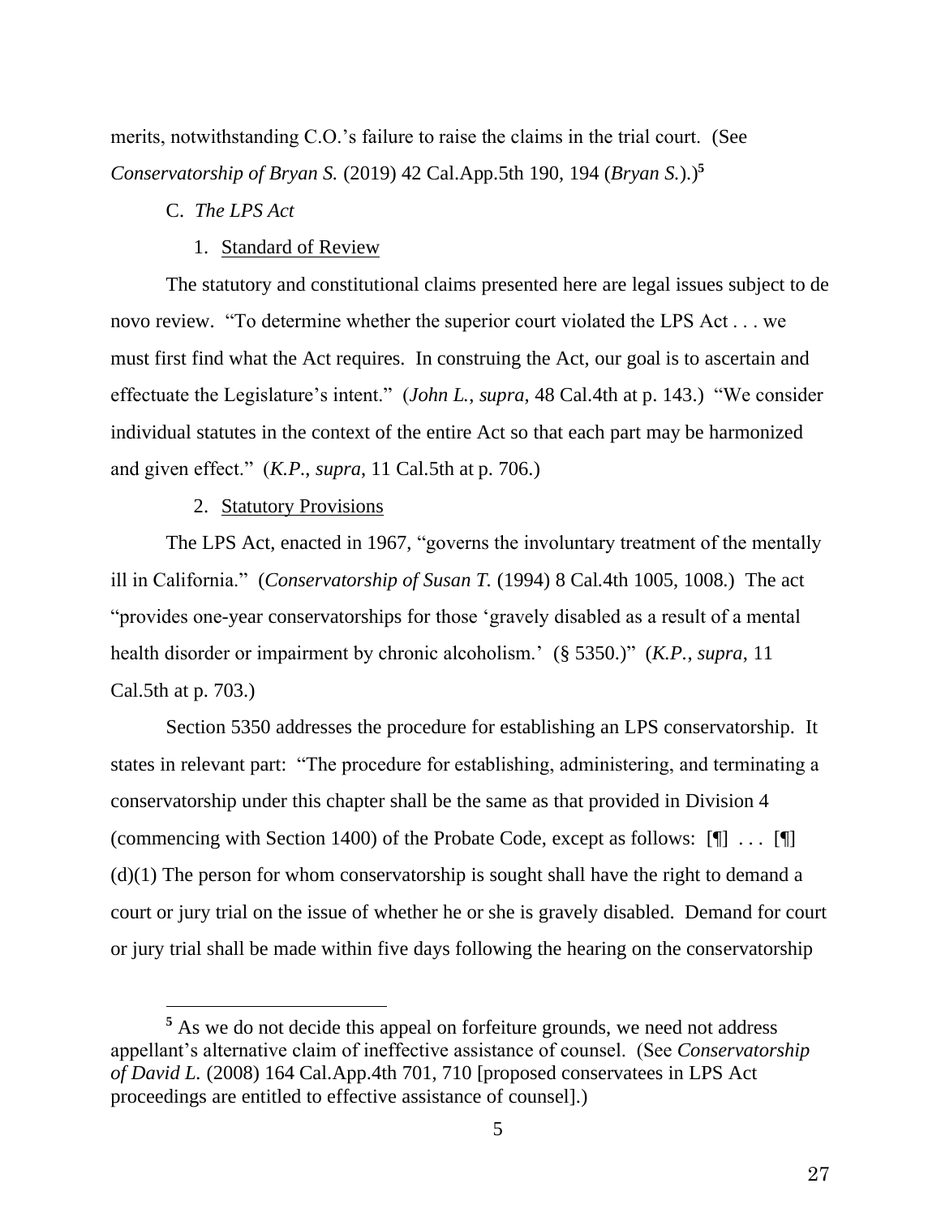merits, notwithstanding C.O.'s failure to raise the claims in the trial court. (See *Conservatorship of Bryan S.* (2019) 42 Cal.App.5th 190, 194 (*Bryan S.*).)[5]

C. *The LPS Act*

1. Standard of Review

The statutory and constitutional claims presented here are legal issues subject to de novo review. "To determine whether the superior court violated the LPS Act . . . we must first find what the Act requires. In construing the Act, our goal is to ascertain and effectuate the Legislature's intent." (*John L.*, *supra*, 48 Cal.4th at p. 143.) "We consider individual statutes in the context of the entire Act so that each part may be harmonized and given effect." (*K.P.*, *supra*, 11 Cal.5th at p. 706.)

2. Statutory Provisions

The LPS Act, enacted in 1967, "governs the involuntary treatment of the mentally ill in California." (*Conservatorship of Susan T.* (1994) 8 Cal.4th 1005, 1008.) The act "provides one-year conservatorships for those 'gravely disabled as a result of a mental health disorder or impairment by chronic alcoholism.' (§ 5350.)" (*K.P.*, *supra*, 11 Cal.5th at p. 703.)

Section 5350 addresses the procedure for establishing an LPS conservatorship. It states in relevant part: "The procedure for establishing, administering, and terminating a conservatorship under this chapter shall be the same as that provided in Division 4 (commencing with Section 1400) of the Probate Code, except as follows: [¶] . . . [¶] (d)(1) The person for whom conservatorship is sought shall have the right to demand a court or jury trial on the issue of whether he or she is gravely disabled. Demand for court or jury trial shall be made within five days following the hearing on the conservatorship

---

[5] As we do not decide this appeal on forfeiture grounds, we need not address appellant's alternative claim of ineffective assistance of counsel. (See *Conservatorship of David L.* (2008) 164 Cal.App.4th 701, 710 [proposed conservatees in LPS Act proceedings are entitled to effective assistance of counsel].)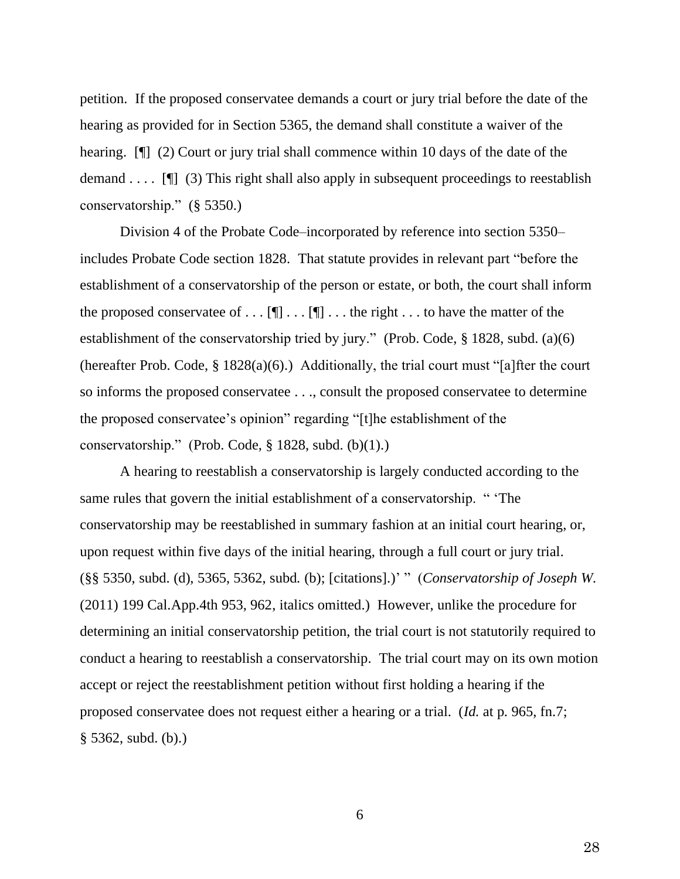petition. If the proposed conservatee demands a court or jury trial before the date of the hearing as provided for in Section 5365, the demand shall constitute a waiver of the hearing. [¶] (2) Court or jury trial shall commence within 10 days of the date of the demand . . . . [¶] (3) This right shall also apply in subsequent proceedings to reestablish conservatorship." (§ 5350.)

Division 4 of the Probate Code–incorporated by reference into section 5350–includes Probate Code section 1828. That statute provides in relevant part "before the establishment of a conservatorship of the person or estate, or both, the court shall inform the proposed conservatee of . . . [¶] . . . [¶] . . . the right . . . to have the matter of the establishment of the conservatorship tried by jury." (Prob. Code, § 1828, subd. (a)(6) (hereafter Prob. Code, § 1828(a)(6).) Additionally, the trial court must "[a]fter the court so informs the proposed conservatee . . ., consult the proposed conservatee to determine the proposed conservatee's opinion" regarding "[t]he establishment of the conservatorship." (Prob. Code, § 1828, subd. (b)(1).)

A hearing to reestablish a conservatorship is largely conducted according to the same rules that govern the initial establishment of a conservatorship. " 'The conservatorship may be reestablished in summary fashion at an initial court hearing, or, upon request within five days of the initial hearing, through a full court or jury trial. (§§ 5350, subd. (d), 5365, 5362, subd. (b); [citations].)' " (*Conservatorship of Joseph W.* (2011) 199 Cal.App.4th 953, 962, italics omitted.) However, unlike the procedure for determining an initial conservatorship petition, the trial court is not statutorily required to conduct a hearing to reestablish a conservatorship. The trial court may on its own motion accept or reject the reestablishment petition without first holding a hearing if the proposed conservatee does not request either a hearing or a trial. (*Id.* at p. 965, fn.7; § 5362, subd. (b).)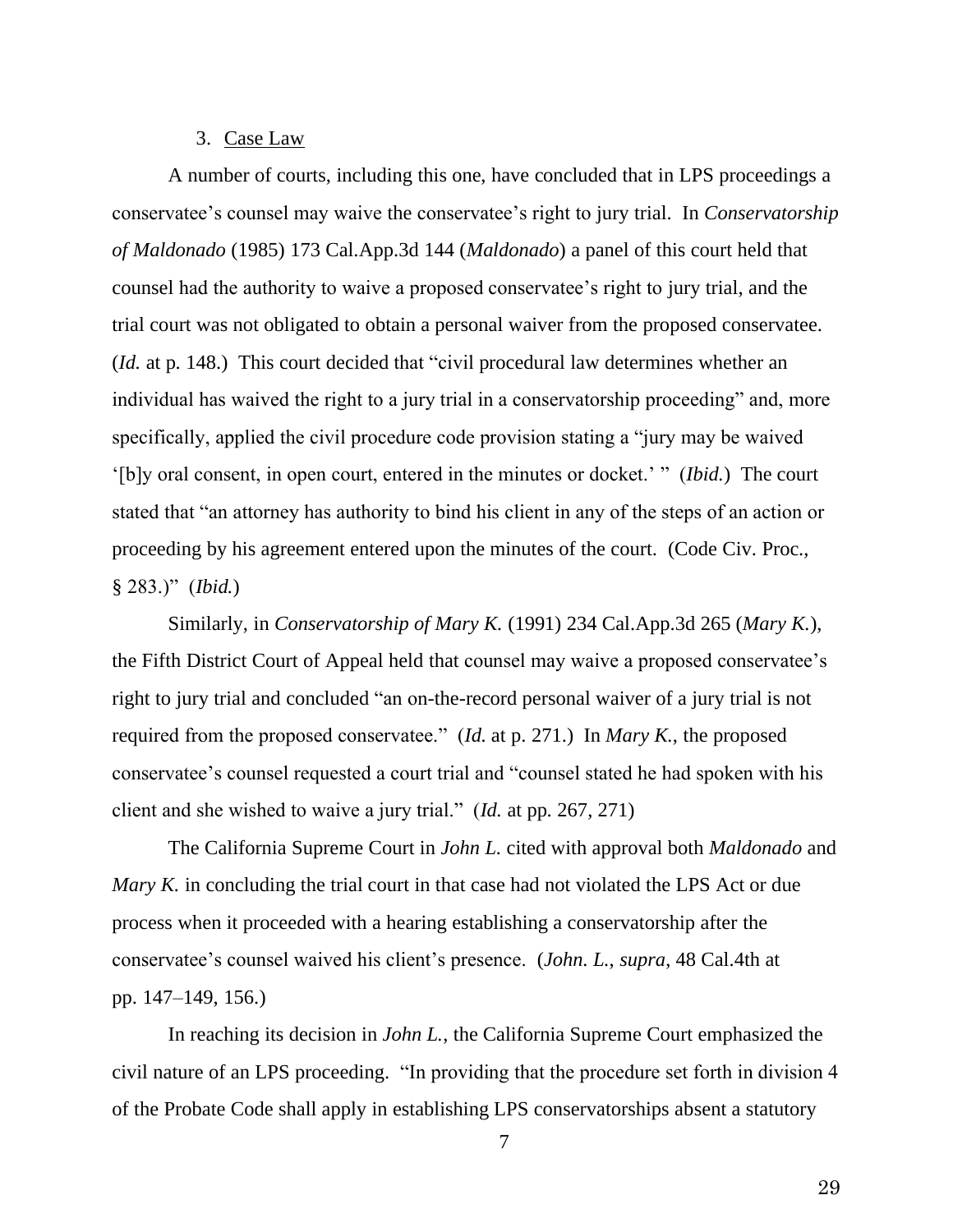### 3. Case Law

A number of courts, including this one, have concluded that in LPS proceedings a conservatee's counsel may waive the conservatee's right to jury trial. In *Conservatorship of Maldonado* (1985) 173 Cal.App.3d 144 (*Maldonado*) a panel of this court held that counsel had the authority to waive a proposed conservatee's right to jury trial, and the trial court was not obligated to obtain a personal waiver from the proposed conservatee. (*Id.* at p. 148.) This court decided that "civil procedural law determines whether an individual has waived the right to a jury trial in a conservatorship proceeding" and, more specifically, applied the civil procedure code provision stating a "jury may be waived '[b]y oral consent, in open court, entered in the minutes or docket.' " (*Ibid.*) The court stated that "an attorney has authority to bind his client in any of the steps of an action or proceeding by his agreement entered upon the minutes of the court. (Code Civ. Proc., § 283.)" (*Ibid.*)

Similarly, in *Conservatorship of Mary K.* (1991) 234 Cal.App.3d 265 (*Mary K.*), the Fifth District Court of Appeal held that counsel may waive a proposed conservatee's right to jury trial and concluded "an on-the-record personal waiver of a jury trial is not required from the proposed conservatee." (*Id.* at p. 271.) In *Mary K.*, the proposed conservatee's counsel requested a court trial and "counsel stated he had spoken with his client and she wished to waive a jury trial." (*Id.* at pp. 267, 271)

The California Supreme Court in *John L.* cited with approval both *Maldonado* and *Mary K.* in concluding the trial court in that case had not violated the LPS Act or due process when it proceeded with a hearing establishing a conservatorship after the conservatee's counsel waived his client's presence. (*John. L.*, *supra*, 48 Cal.4th at pp. 147–149, 156.)

In reaching its decision in *John L.*, the California Supreme Court emphasized the civil nature of an LPS proceeding. "In providing that the procedure set forth in division 4 of the Probate Code shall apply in establishing LPS conservatorships absent a statutory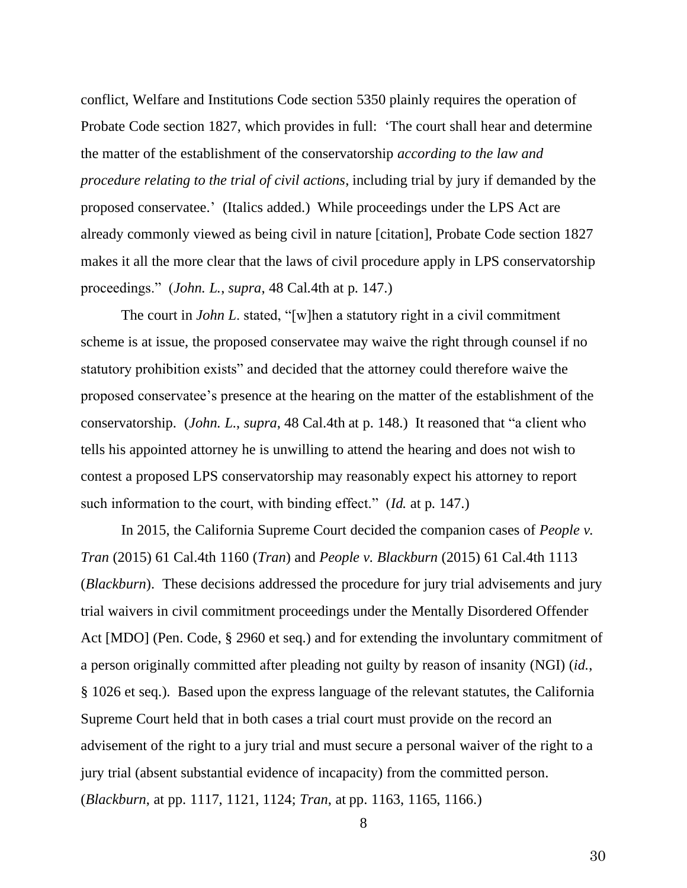conflict, Welfare and Institutions Code section 5350 plainly requires the operation of Probate Code section 1827, which provides in full: 'The court shall hear and determine the matter of the establishment of the conservatorship *according to the law and procedure relating to the trial of civil actions*, including trial by jury if demanded by the proposed conservatee.' (Italics added.) While proceedings under the LPS Act are already commonly viewed as being civil in nature [citation], Probate Code section 1827 makes it all the more clear that the laws of civil procedure apply in LPS conservatorship proceedings." (*John. L.*, *supra*, 48 Cal.4th at p. 147.)

The court in *John L.* stated, "[w]hen a statutory right in a civil commitment scheme is at issue, the proposed conservatee may waive the right through counsel if no statutory prohibition exists" and decided that the attorney could therefore waive the proposed conservatee's presence at the hearing on the matter of the establishment of the conservatorship. (*John. L.*, *supra*, 48 Cal.4th at p. 148.) It reasoned that "a client who tells his appointed attorney he is unwilling to attend the hearing and does not wish to contest a proposed LPS conservatorship may reasonably expect his attorney to report such information to the court, with binding effect." (*Id.* at p. 147.)

In 2015, the California Supreme Court decided the companion cases of *People v. Tran* (2015) 61 Cal.4th 1160 (*Tran*) and *People v. Blackburn* (2015) 61 Cal.4th 1113 (*Blackburn*). These decisions addressed the procedure for jury trial advisements and jury trial waivers in civil commitment proceedings under the Mentally Disordered Offender Act [MDO] (Pen. Code, § 2960 et seq.) and for extending the involuntary commitment of a person originally committed after pleading not guilty by reason of insanity (NGI) (*id.*, § 1026 et seq.). Based upon the express language of the relevant statutes, the California Supreme Court held that in both cases a trial court must provide on the record an advisement of the right to a jury trial and must secure a personal waiver of the right to a jury trial (absent substantial evidence of incapacity) from the committed person. (*Blackburn*, at pp. 1117, 1121, 1124; *Tran*, at pp. 1163, 1165, 1166.)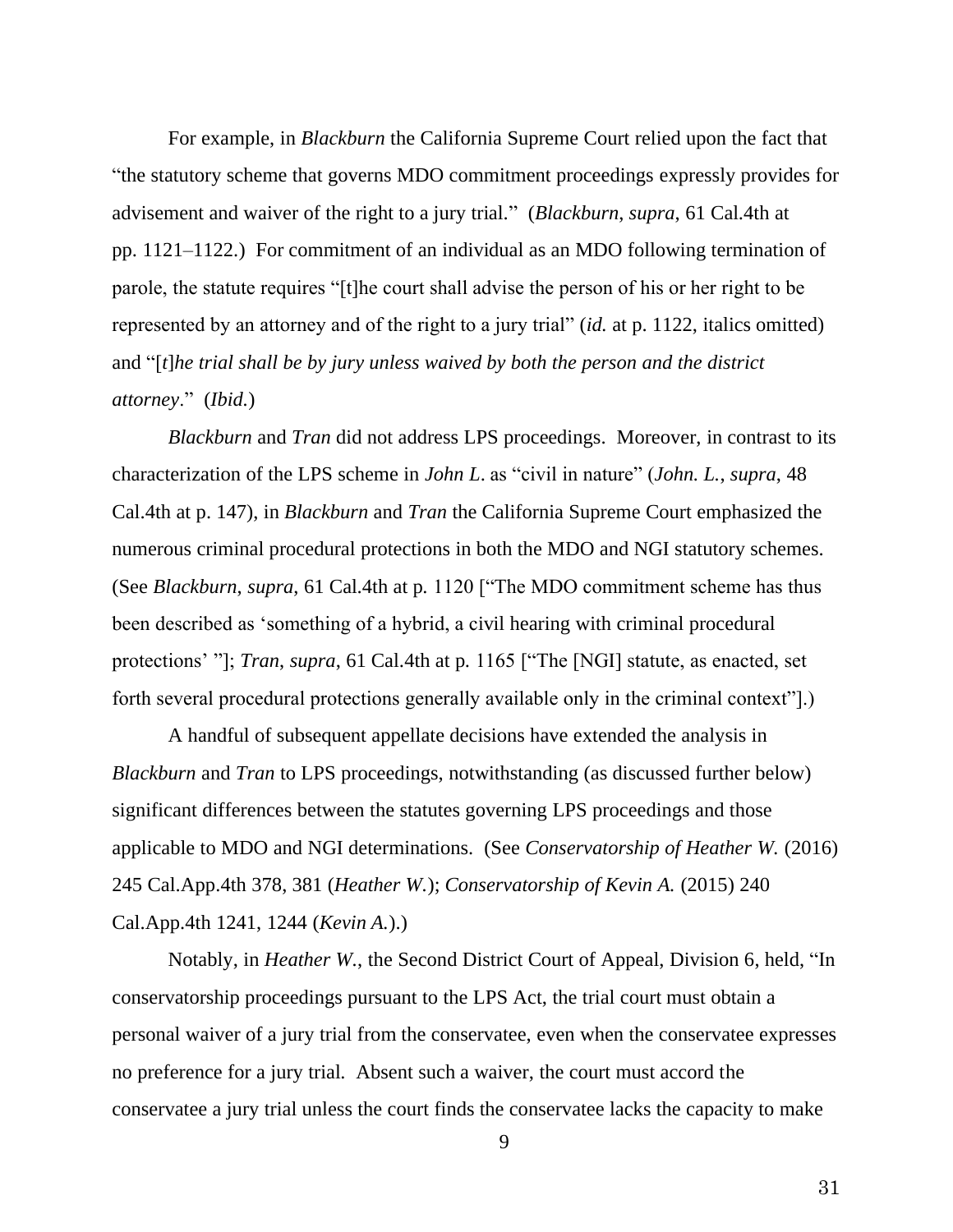For example, in *Blackburn* the California Supreme Court relied upon the fact that "the statutory scheme that governs MDO commitment proceedings expressly provides for advisement and waiver of the right to a jury trial." (*Blackburn*, *supra*, 61 Cal.4th at pp. 1121–1122.) For commitment of an individual as an MDO following termination of parole, the statute requires "[t]he court shall advise the person of his or her right to be represented by an attorney and of the right to a jury trial" (*id.* at p. 1122, italics omitted) and "[*t*]*he trial shall be by jury unless waived by both the person and the district attorney*." (*Ibid.*)

*Blackburn* and *Tran* did not address LPS proceedings. Moreover, in contrast to its characterization of the LPS scheme in *John L.* as "civil in nature" (*John. L.*, *supra*, 48 Cal.4th at p. 147), in *Blackburn* and *Tran* the California Supreme Court emphasized the numerous criminal procedural protections in both the MDO and NGI statutory schemes. (See *Blackburn*, *supra*, 61 Cal.4th at p. 1120 ["The MDO commitment scheme has thus been described as 'something of a hybrid, a civil hearing with criminal procedural protections' "]; *Tran*, *supra*, 61 Cal.4th at p. 1165 ["The [NGI] statute, as enacted, set forth several procedural protections generally available only in the criminal context"].)

A handful of subsequent appellate decisions have extended the analysis in *Blackburn* and *Tran* to LPS proceedings, notwithstanding (as discussed further below) significant differences between the statutes governing LPS proceedings and those applicable to MDO and NGI determinations. (See *Conservatorship of Heather W.* (2016) 245 Cal.App.4th 378, 381 (*Heather W.*); *Conservatorship of Kevin A.* (2015) 240 Cal.App.4th 1241, 1244 (*Kevin A.*).)

Notably, in *Heather W.*, the Second District Court of Appeal, Division 6, held, "In conservatorship proceedings pursuant to the LPS Act, the trial court must obtain a personal waiver of a jury trial from the conservatee, even when the conservatee expresses no preference for a jury trial. Absent such a waiver, the court must accord the conservatee a jury trial unless the court finds the conservatee lacks the capacity to make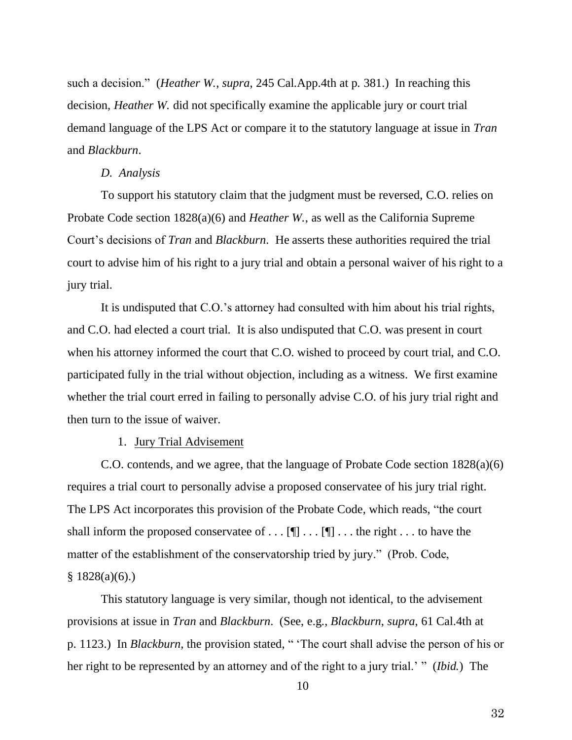such a decision." (*Heather W.*, *supra*, 245 Cal.App.4th at p. 381.) In reaching this decision, *Heather W.* did not specifically examine the applicable jury or court trial demand language of the LPS Act or compare it to the statutory language at issue in *Tran* and *Blackburn*.

*D. Analysis*

To support his statutory claim that the judgment must be reversed, C.O. relies on Probate Code section 1828(a)(6) and *Heather W.*, as well as the California Supreme Court's decisions of *Tran* and *Blackburn*. He asserts these authorities required the trial court to advise him of his right to a jury trial and obtain a personal waiver of his right to a jury trial.

It is undisputed that C.O.'s attorney had consulted with him about his trial rights, and C.O. had elected a court trial. It is also undisputed that C.O. was present in court when his attorney informed the court that C.O. wished to proceed by court trial, and C.O. participated fully in the trial without objection, including as a witness. We first examine whether the trial court erred in failing to personally advise C.O. of his jury trial right and then turn to the issue of waiver.

1. Jury Trial Advisement

C.O. contends, and we agree, that the language of Probate Code section 1828(a)(6) requires a trial court to personally advise a proposed conservatee of his jury trial right. The LPS Act incorporates this provision of the Probate Code, which reads, "the court shall inform the proposed conservatee of . . . [¶] . . . [¶] . . . the right . . . to have the matter of the establishment of the conservatorship tried by jury." (Prob. Code, § 1828(a)(6).)

This statutory language is very similar, though not identical, to the advisement provisions at issue in *Tran* and *Blackburn*. (See, e.g., *Blackburn*, *supra*, 61 Cal.4th at p. 1123.) In *Blackburn*, the provision stated, " 'The court shall advise the person of his or her right to be represented by an attorney and of the right to a jury trial.' " (*Ibid.*) The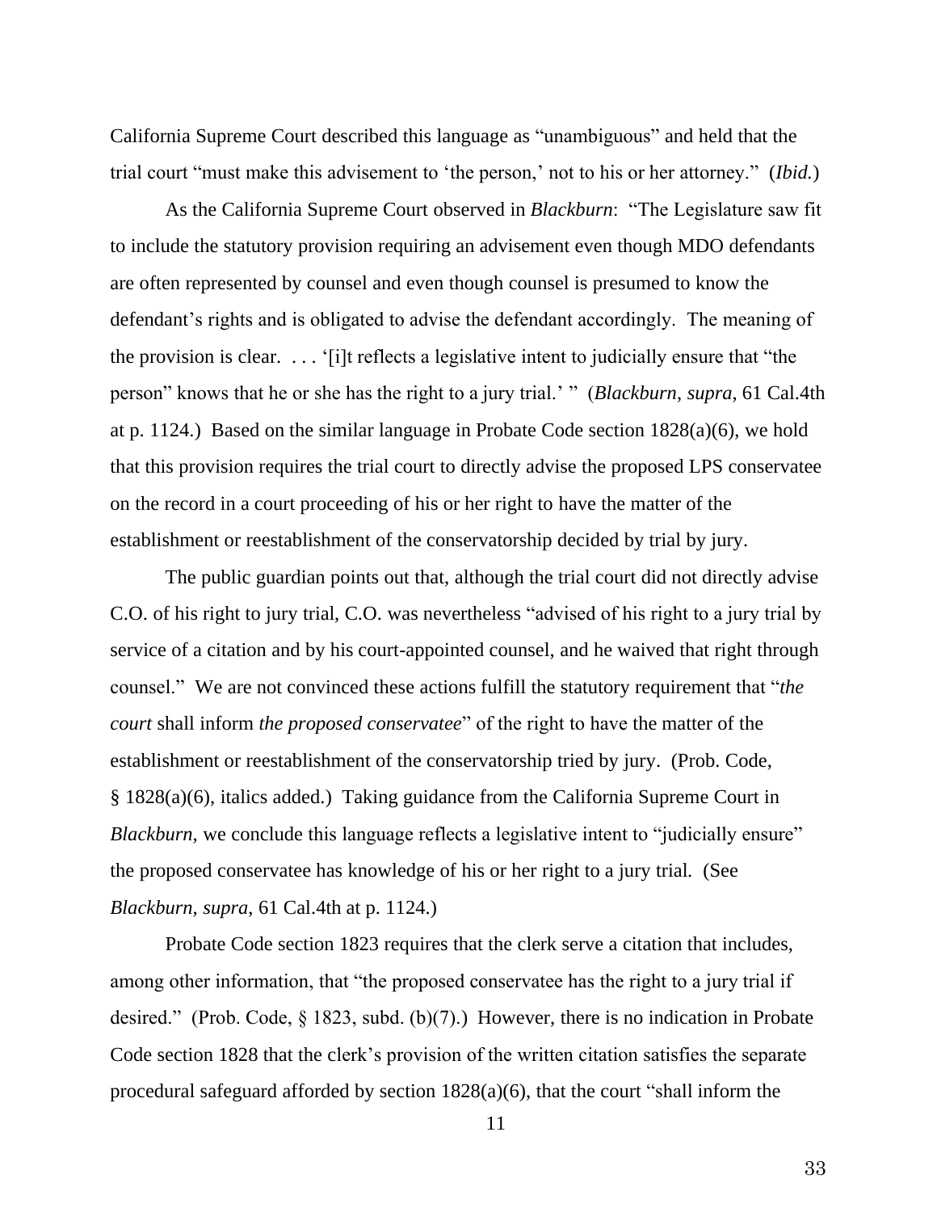California Supreme Court described this language as "unambiguous" and held that the trial court "must make this advisement to 'the person,' not to his or her attorney." (*Ibid.*)

As the California Supreme Court observed in *Blackburn*: "The Legislature saw fit to include the statutory provision requiring an advisement even though MDO defendants are often represented by counsel and even though counsel is presumed to know the defendant's rights and is obligated to advise the defendant accordingly. The meaning of the provision is clear. . . . '[i]t reflects a legislative intent to judicially ensure that "the person" knows that he or she has the right to a jury trial.' " (*Blackburn*, *supra*, 61 Cal.4th at p. 1124.) Based on the similar language in Probate Code section 1828(a)(6), we hold that this provision requires the trial court to directly advise the proposed LPS conservatee on the record in a court proceeding of his or her right to have the matter of the establishment or reestablishment of the conservatorship decided by trial by jury.

The public guardian points out that, although the trial court did not directly advise C.O. of his right to jury trial, C.O. was nevertheless "advised of his right to a jury trial by service of a citation and by his court-appointed counsel, and he waived that right through counsel." We are not convinced these actions fulfill the statutory requirement that "*the court* shall inform *the proposed conservatee*" of the right to have the matter of the establishment or reestablishment of the conservatorship tried by jury. (Prob. Code, § 1828(a)(6), italics added.) Taking guidance from the California Supreme Court in *Blackburn*, we conclude this language reflects a legislative intent to "judicially ensure" the proposed conservatee has knowledge of his or her right to a jury trial. (See *Blackburn*, *supra*, 61 Cal.4th at p. 1124.)

Probate Code section 1823 requires that the clerk serve a citation that includes, among other information, that "the proposed conservatee has the right to a jury trial if desired." (Prob. Code, § 1823, subd. (b)(7).) However, there is no indication in Probate Code section 1828 that the clerk's provision of the written citation satisfies the separate procedural safeguard afforded by section 1828(a)(6), that the court "shall inform the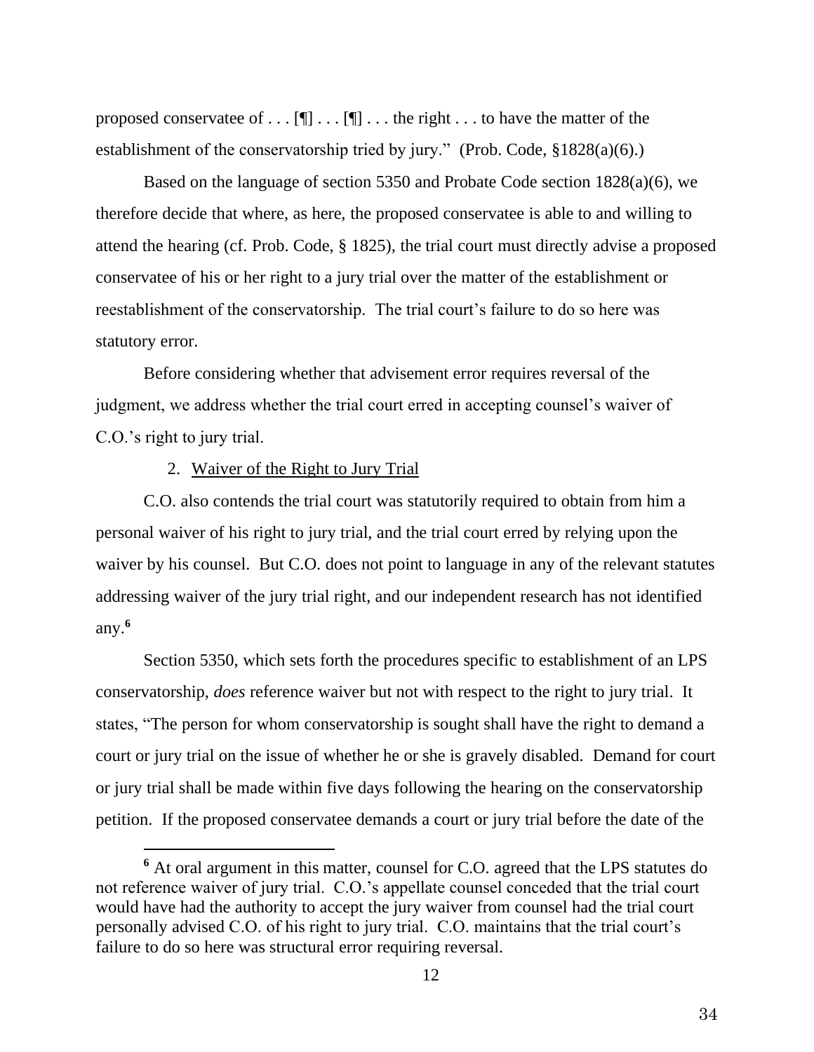proposed conservatee of . . . [¶] . . . [¶] . . . the right . . . to have the matter of the establishment of the conservatorship tried by jury." (Prob. Code, §1828(a)(6).)

Based on the language of section 5350 and Probate Code section 1828(a)(6), we therefore decide that where, as here, the proposed conservatee is able to and willing to attend the hearing (cf. Prob. Code, § 1825), the trial court must directly advise a proposed conservatee of his or her right to a jury trial over the matter of the establishment or reestablishment of the conservatorship. The trial court's failure to do so here was statutory error.

Before considering whether that advisement error requires reversal of the judgment, we address whether the trial court erred in accepting counsel's waiver of C.O.'s right to jury trial.

2. Waiver of the Right to Jury Trial

C.O. also contends the trial court was statutorily required to obtain from him a personal waiver of his right to jury trial, and the trial court erred by relying upon the waiver by his counsel. But C.O. does not point to language in any of the relevant statutes addressing waiver of the jury trial right, and our independent research has not identified any.[6]

Section 5350, which sets forth the procedures specific to establishment of an LPS conservatorship, *does* reference waiver but not with respect to the right to jury trial. It states, "The person for whom conservatorship is sought shall have the right to demand a court or jury trial on the issue of whether he or she is gravely disabled. Demand for court or jury trial shall be made within five days following the hearing on the conservatorship petition. If the proposed conservatee demands a court or jury trial before the date of the

[6] At oral argument in this matter, counsel for C.O. agreed that the LPS statutes do not reference waiver of jury trial. C.O.'s appellate counsel conceded that the trial court would have had the authority to accept the jury waiver from counsel had the trial court personally advised C.O. of his right to jury trial. C.O. maintains that the trial court's failure to do so here was structural error requiring reversal.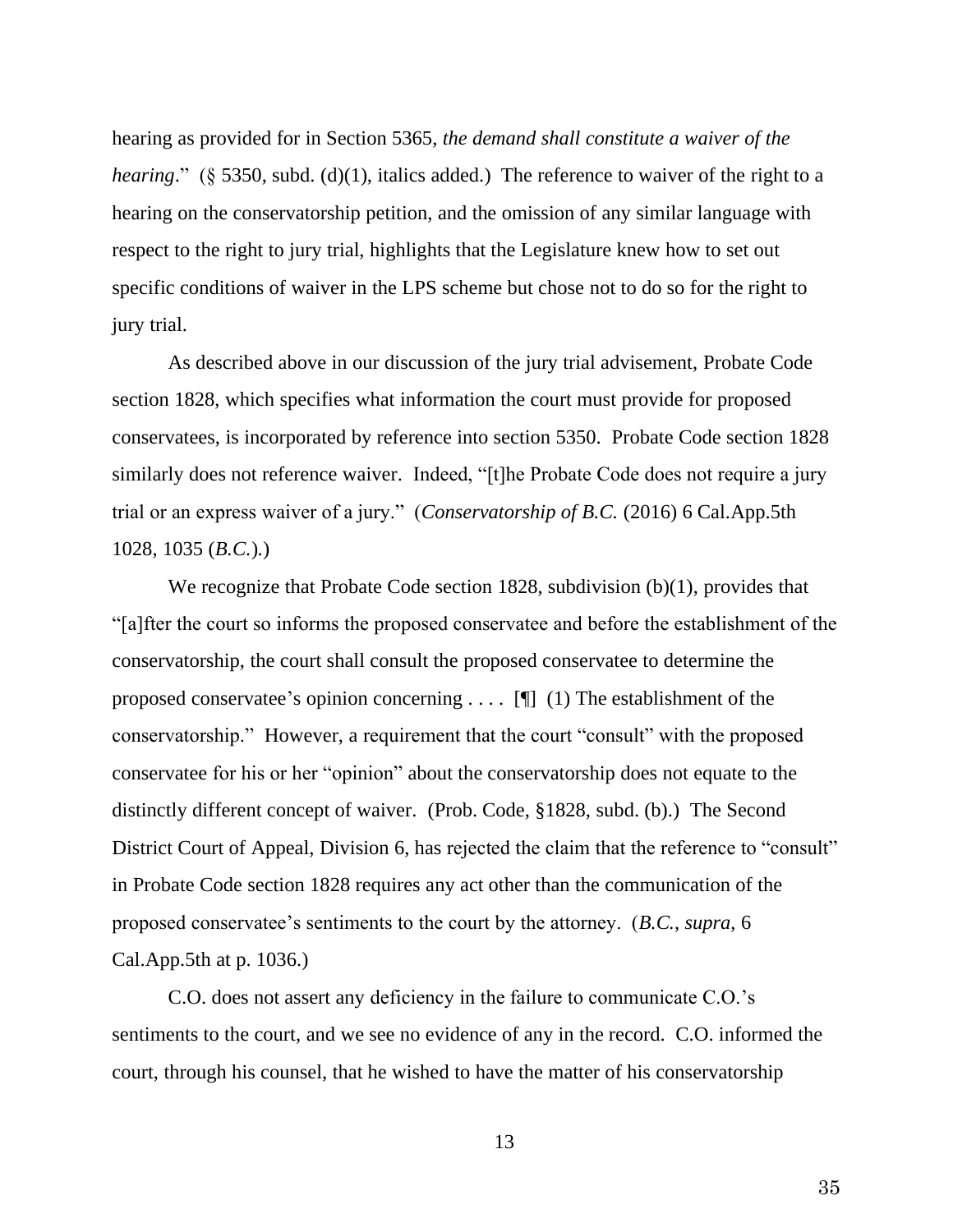hearing as provided for in Section 5365, *the demand shall constitute a waiver of the hearing*." (§ 5350, subd. (d)(1), italics added.) The reference to waiver of the right to a hearing on the conservatorship petition, and the omission of any similar language with respect to the right to jury trial, highlights that the Legislature knew how to set out specific conditions of waiver in the LPS scheme but chose not to do so for the right to jury trial.

As described above in our discussion of the jury trial advisement, Probate Code section 1828, which specifies what information the court must provide for proposed conservatees, is incorporated by reference into section 5350. Probate Code section 1828 similarly does not reference waiver. Indeed, "[t]he Probate Code does not require a jury trial or an express waiver of a jury." (*Conservatorship of B.C.* (2016) 6 Cal.App.5th 1028, 1035 (*B.C.*).)

We recognize that Probate Code section 1828, subdivision (b)(1), provides that "[a]fter the court so informs the proposed conservatee and before the establishment of the conservatorship, the court shall consult the proposed conservatee to determine the proposed conservatee's opinion concerning . . . . [¶] (1) The establishment of the conservatorship." However, a requirement that the court "consult" with the proposed conservatee for his or her "opinion" about the conservatorship does not equate to the distinctly different concept of waiver. (Prob. Code, §1828, subd. (b).) The Second District Court of Appeal, Division 6, has rejected the claim that the reference to "consult" in Probate Code section 1828 requires any act other than the communication of the proposed conservatee's sentiments to the court by the attorney. (*B.C.*, *supra*, 6 Cal.App.5th at p. 1036.)

C.O. does not assert any deficiency in the failure to communicate C.O.'s sentiments to the court, and we see no evidence of any in the record. C.O. informed the court, through his counsel, that he wished to have the matter of his conservatorship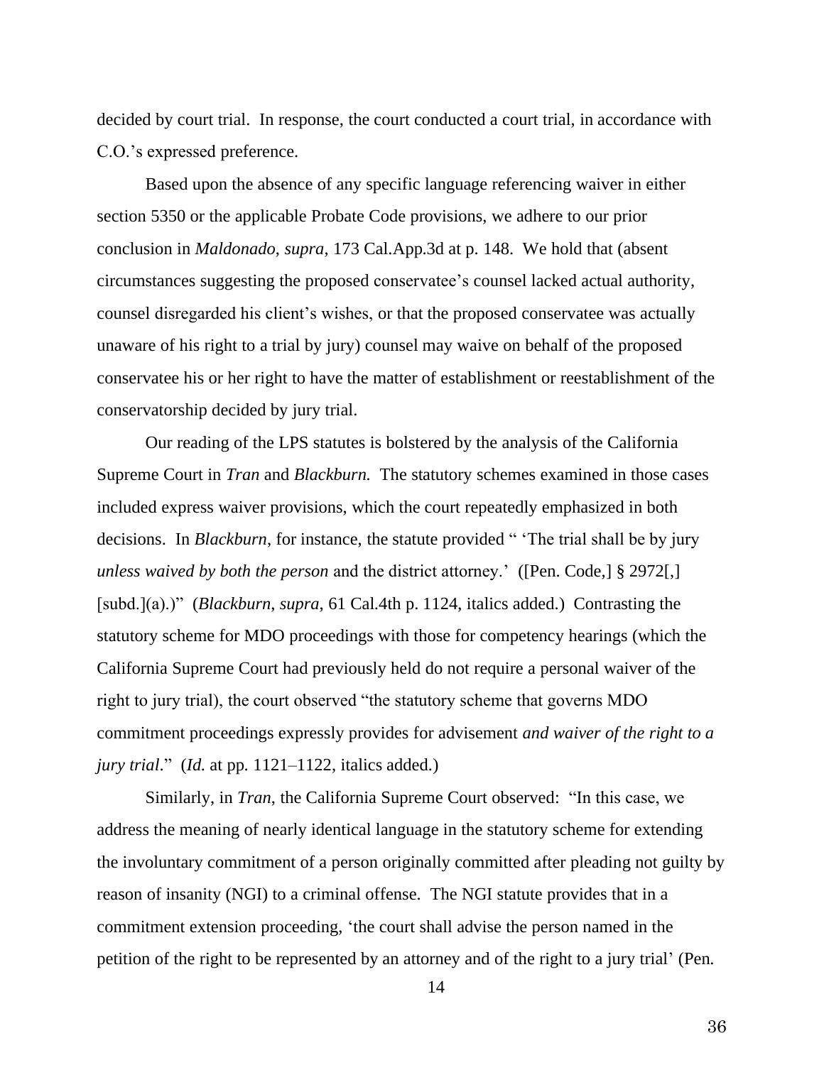decided by court trial. In response, the court conducted a court trial, in accordance with C.O.'s expressed preference.

Based upon the absence of any specific language referencing waiver in either section 5350 or the applicable Probate Code provisions, we adhere to our prior conclusion in *Maldonado*, *supra*, 173 Cal.App.3d at p. 148. We hold that (absent circumstances suggesting the proposed conservatee's counsel lacked actual authority, counsel disregarded his client's wishes, or that the proposed conservatee was actually unaware of his right to a trial by jury) counsel may waive on behalf of the proposed conservatee his or her right to have the matter of establishment or reestablishment of the conservatorship decided by jury trial.

Our reading of the LPS statutes is bolstered by the analysis of the California Supreme Court in *Tran* and *Blackburn.* The statutory schemes examined in those cases included express waiver provisions, which the court repeatedly emphasized in both decisions. In *Blackburn*, for instance, the statute provided " 'The trial shall be by jury *unless waived by both the person* and the district attorney.' ([Pen. Code,] § 2972[,] [subd.](a).)" (*Blackburn*, *supra*, 61 Cal.4th p. 1124, italics added.) Contrasting the statutory scheme for MDO proceedings with those for competency hearings (which the California Supreme Court had previously held do not require a personal waiver of the right to jury trial), the court observed "the statutory scheme that governs MDO commitment proceedings expressly provides for advisement *and waiver of the right to a jury trial*." (*Id.* at pp. 1121–1122, italics added.)

Similarly, in *Tran*, the California Supreme Court observed: "In this case, we address the meaning of nearly identical language in the statutory scheme for extending the involuntary commitment of a person originally committed after pleading not guilty by reason of insanity (NGI) to a criminal offense. The NGI statute provides that in a commitment extension proceeding, 'the court shall advise the person named in the petition of the right to be represented by an attorney and of the right to a jury trial' (Pen.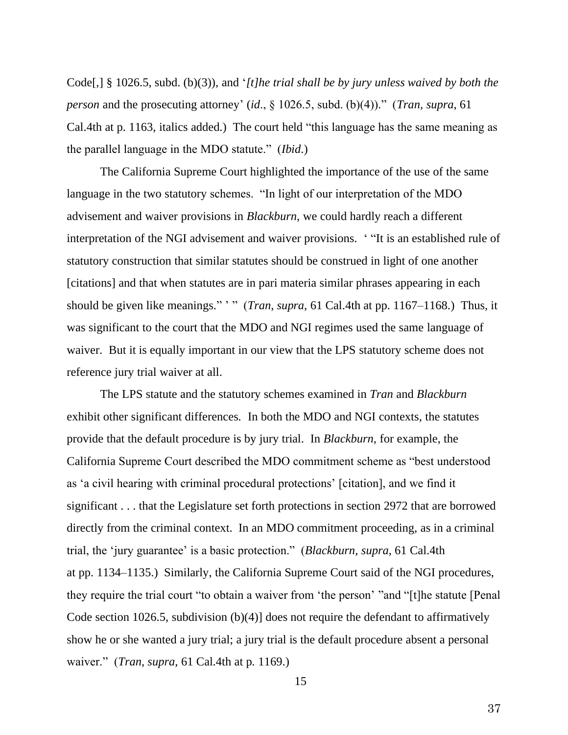Code[,] § 1026.5, subd. (b)(3)), and '*[t]he trial shall be by jury unless waived by both the person* and the prosecuting attorney' (*id*., § 1026.5, subd. (b)(4))." (*Tran*, *supra*, 61 Cal.4th at p. 1163, italics added.) The court held "this language has the same meaning as the parallel language in the MDO statute." (*Ibid*.)

The California Supreme Court highlighted the importance of the use of the same language in the two statutory schemes. "In light of our interpretation of the MDO advisement and waiver provisions in *Blackburn*, we could hardly reach a different interpretation of the NGI advisement and waiver provisions. ' "It is an established rule of statutory construction that similar statutes should be construed in light of one another [citations] and that when statutes are in pari materia similar phrases appearing in each should be given like meanings." ' " (*Tran*, *supra*, 61 Cal.4th at pp. 1167–1168.) Thus, it was significant to the court that the MDO and NGI regimes used the same language of waiver. But it is equally important in our view that the LPS statutory scheme does not reference jury trial waiver at all.

The LPS statute and the statutory schemes examined in *Tran* and *Blackburn* exhibit other significant differences. In both the MDO and NGI contexts, the statutes provide that the default procedure is by jury trial. In *Blackburn*, for example, the California Supreme Court described the MDO commitment scheme as "best understood as 'a civil hearing with criminal procedural protections' [citation], and we find it significant . . . that the Legislature set forth protections in section 2972 that are borrowed directly from the criminal context. In an MDO commitment proceeding, as in a criminal trial, the 'jury guarantee' is a basic protection." (*Blackburn*, *supra*, 61 Cal.4th at pp. 1134–1135.) Similarly, the California Supreme Court said of the NGI procedures, they require the trial court "to obtain a waiver from 'the person' "and "[t]he statute [Penal Code section 1026.5, subdivision (b)(4)] does not require the defendant to affirmatively show he or she wanted a jury trial; a jury trial is the default procedure absent a personal waiver." (*Tran*, *supra*, 61 Cal.4th at p. 1169.)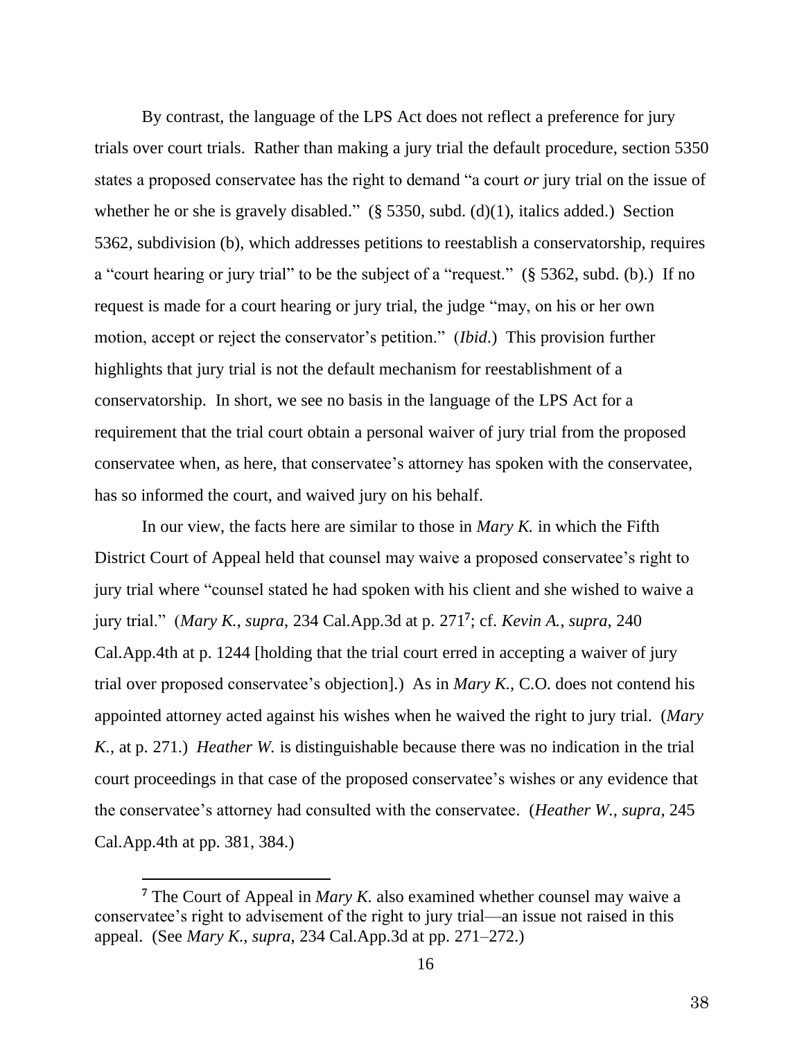By contrast, the language of the LPS Act does not reflect a preference for jury trials over court trials. Rather than making a jury trial the default procedure, section 5350 states a proposed conservatee has the right to demand "a court *or* jury trial on the issue of whether he or she is gravely disabled." (§ 5350, subd. (d)(1), italics added.) Section 5362, subdivision (b), which addresses petitions to reestablish a conservatorship, requires a "court hearing or jury trial" to be the subject of a "request." (§ 5362, subd. (b).) If no request is made for a court hearing or jury trial, the judge "may, on his or her own motion, accept or reject the conservator's petition." (*Ibid.*) This provision further highlights that jury trial is not the default mechanism for reestablishment of a conservatorship. In short, we see no basis in the language of the LPS Act for a requirement that the trial court obtain a personal waiver of jury trial from the proposed conservatee when, as here, that conservatee's attorney has spoken with the conservatee, has so informed the court, and waived jury on his behalf.

In our view, the facts here are similar to those in *Mary K.* in which the Fifth District Court of Appeal held that counsel may waive a proposed conservatee's right to jury trial where "counsel stated he had spoken with his client and she wished to waive a jury trial." (*Mary K.*, *supra*, 234 Cal.App.3d at p. 271[7]; cf. *Kevin A.*, *supra*, 240 Cal.App.4th at p. 1244 [holding that the trial court erred in accepting a waiver of jury trial over proposed conservatee's objection].) As in *Mary K.*, C.O. does not contend his appointed attorney acted against his wishes when he waived the right to jury trial. (*Mary K.*, at p. 271.) *Heather W.* is distinguishable because there was no indication in the trial court proceedings in that case of the proposed conservatee's wishes or any evidence that the conservatee's attorney had consulted with the conservatee. (*Heather W.*, *supra*, 245 Cal.App.4th at pp. 381, 384.)

[7] The Court of Appeal in *Mary K.* also examined whether counsel may waive a conservatee's right to advisement of the right to jury trial—an issue not raised in this appeal. (See *Mary K.*, *supra*, 234 Cal.App.3d at pp. 271–272.)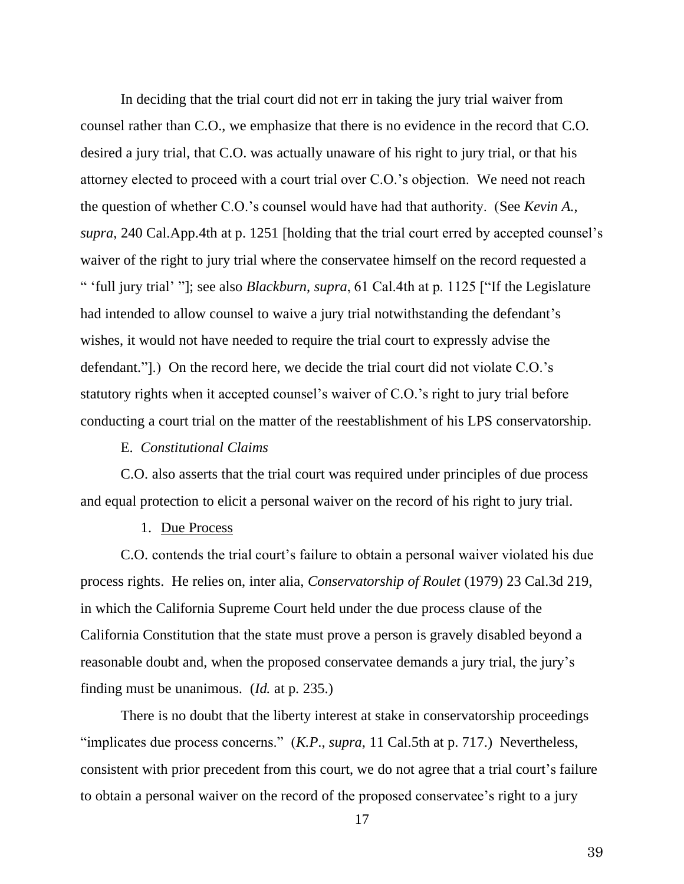In deciding that the trial court did not err in taking the jury trial waiver from counsel rather than C.O., we emphasize that there is no evidence in the record that C.O. desired a jury trial, that C.O. was actually unaware of his right to jury trial, or that his attorney elected to proceed with a court trial over C.O.'s objection. We need not reach the question of whether C.O.'s counsel would have had that authority. (See *Kevin A.*, *supra*, 240 Cal.App.4th at p. 1251 [holding that the trial court erred by accepted counsel's waiver of the right to jury trial where the conservatee himself on the record requested a " 'full jury trial' "]; see also *Blackburn*, *supra*, 61 Cal.4th at p. 1125 ["If the Legislature had intended to allow counsel to waive a jury trial notwithstanding the defendant's wishes, it would not have needed to require the trial court to expressly advise the defendant."].) On the record here, we decide the trial court did not violate C.O.'s statutory rights when it accepted counsel's waiver of C.O.'s right to jury trial before conducting a court trial on the matter of the reestablishment of his LPS conservatorship.

E. *Constitutional Claims*

C.O. also asserts that the trial court was required under principles of due process and equal protection to elicit a personal waiver on the record of his right to jury trial.

1. Due Process

C.O. contends the trial court's failure to obtain a personal waiver violated his due process rights. He relies on, inter alia, *Conservatorship of Roulet* (1979) 23 Cal.3d 219, in which the California Supreme Court held under the due process clause of the California Constitution that the state must prove a person is gravely disabled beyond a reasonable doubt and, when the proposed conservatee demands a jury trial, the jury's finding must be unanimous. (*Id.* at p. 235.)

There is no doubt that the liberty interest at stake in conservatorship proceedings "implicates due process concerns." (*K.P.*, *supra*, 11 Cal.5th at p. 717.) Nevertheless, consistent with prior precedent from this court, we do not agree that a trial court's failure to obtain a personal waiver on the record of the proposed conservatee's right to a jury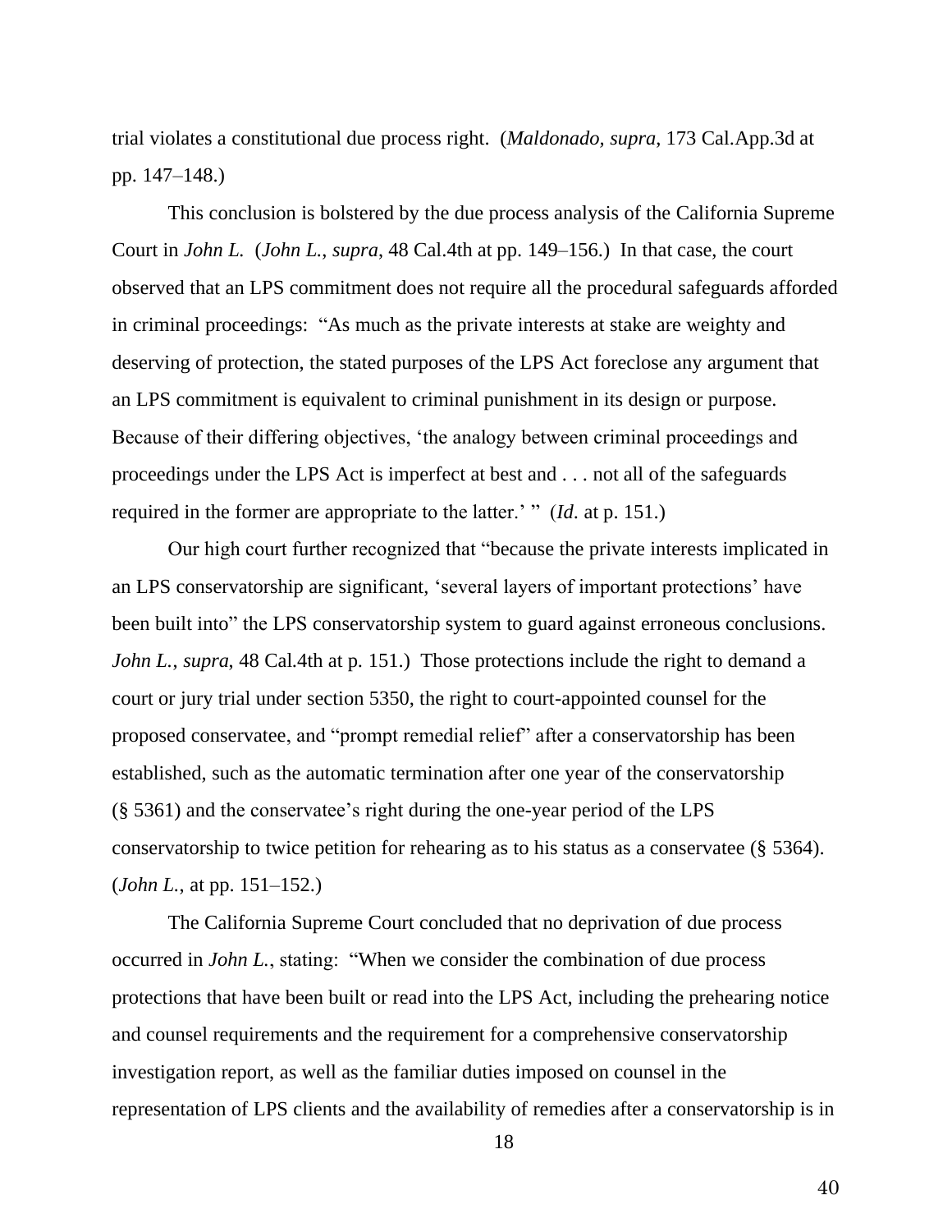trial violates a constitutional due process right. (*Maldonado, supra*, 173 Cal.App.3d at pp. 147–148.)

This conclusion is bolstered by the due process analysis of the California Supreme Court in *John L.* (*John L.*, *supra*, 48 Cal.4th at pp. 149–156.) In that case, the court observed that an LPS commitment does not require all the procedural safeguards afforded in criminal proceedings: "As much as the private interests at stake are weighty and deserving of protection, the stated purposes of the LPS Act foreclose any argument that an LPS commitment is equivalent to criminal punishment in its design or purpose. Because of their differing objectives, 'the analogy between criminal proceedings and proceedings under the LPS Act is imperfect at best and . . . not all of the safeguards required in the former are appropriate to the latter.' " (*Id.* at p. 151.)

Our high court further recognized that "because the private interests implicated in an LPS conservatorship are significant, 'several layers of important protections' have been built into" the LPS conservatorship system to guard against erroneous conclusions. *John L.*, *supra*, 48 Cal.4th at p. 151.) Those protections include the right to demand a court or jury trial under section 5350, the right to court-appointed counsel for the proposed conservatee, and "prompt remedial relief" after a conservatorship has been established, such as the automatic termination after one year of the conservatorship (§ 5361) and the conservatee's right during the one-year period of the LPS conservatorship to twice petition for rehearing as to his status as a conservatee (§ 5364). (*John L.*, at pp. 151–152.)

The California Supreme Court concluded that no deprivation of due process occurred in *John L.*, stating: "When we consider the combination of due process protections that have been built or read into the LPS Act, including the prehearing notice and counsel requirements and the requirement for a comprehensive conservatorship investigation report, as well as the familiar duties imposed on counsel in the representation of LPS clients and the availability of remedies after a conservatorship is in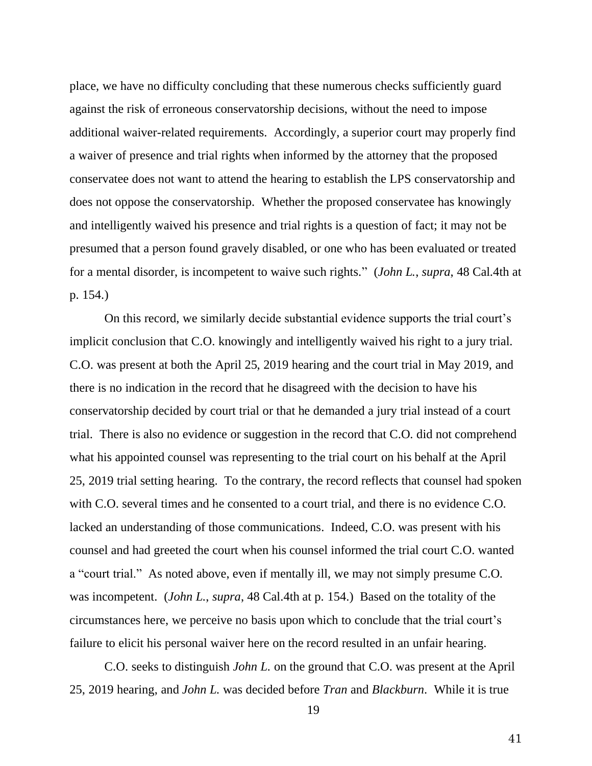place, we have no difficulty concluding that these numerous checks sufficiently guard against the risk of erroneous conservatorship decisions, without the need to impose additional waiver-related requirements. Accordingly, a superior court may properly find a waiver of presence and trial rights when informed by the attorney that the proposed conservatee does not want to attend the hearing to establish the LPS conservatorship and does not oppose the conservatorship. Whether the proposed conservatee has knowingly and intelligently waived his presence and trial rights is a question of fact; it may not be presumed that a person found gravely disabled, or one who has been evaluated or treated for a mental disorder, is incompetent to waive such rights." (*John L.*, *supra*, 48 Cal.4th at p. 154.)

On this record, we similarly decide substantial evidence supports the trial court's implicit conclusion that C.O. knowingly and intelligently waived his right to a jury trial. C.O. was present at both the April 25, 2019 hearing and the court trial in May 2019, and there is no indication in the record that he disagreed with the decision to have his conservatorship decided by court trial or that he demanded a jury trial instead of a court trial. There is also no evidence or suggestion in the record that C.O. did not comprehend what his appointed counsel was representing to the trial court on his behalf at the April 25, 2019 trial setting hearing. To the contrary, the record reflects that counsel had spoken with C.O. several times and he consented to a court trial, and there is no evidence C.O. lacked an understanding of those communications. Indeed, C.O. was present with his counsel and had greeted the court when his counsel informed the trial court C.O. wanted a "court trial." As noted above, even if mentally ill, we may not simply presume C.O. was incompetent. (*John L.*, *supra*, 48 Cal.4th at p. 154.) Based on the totality of the circumstances here, we perceive no basis upon which to conclude that the trial court's failure to elicit his personal waiver here on the record resulted in an unfair hearing.

C.O. seeks to distinguish *John L.* on the ground that C.O. was present at the April 25, 2019 hearing, and *John L.* was decided before *Tran* and *Blackburn*. While it is true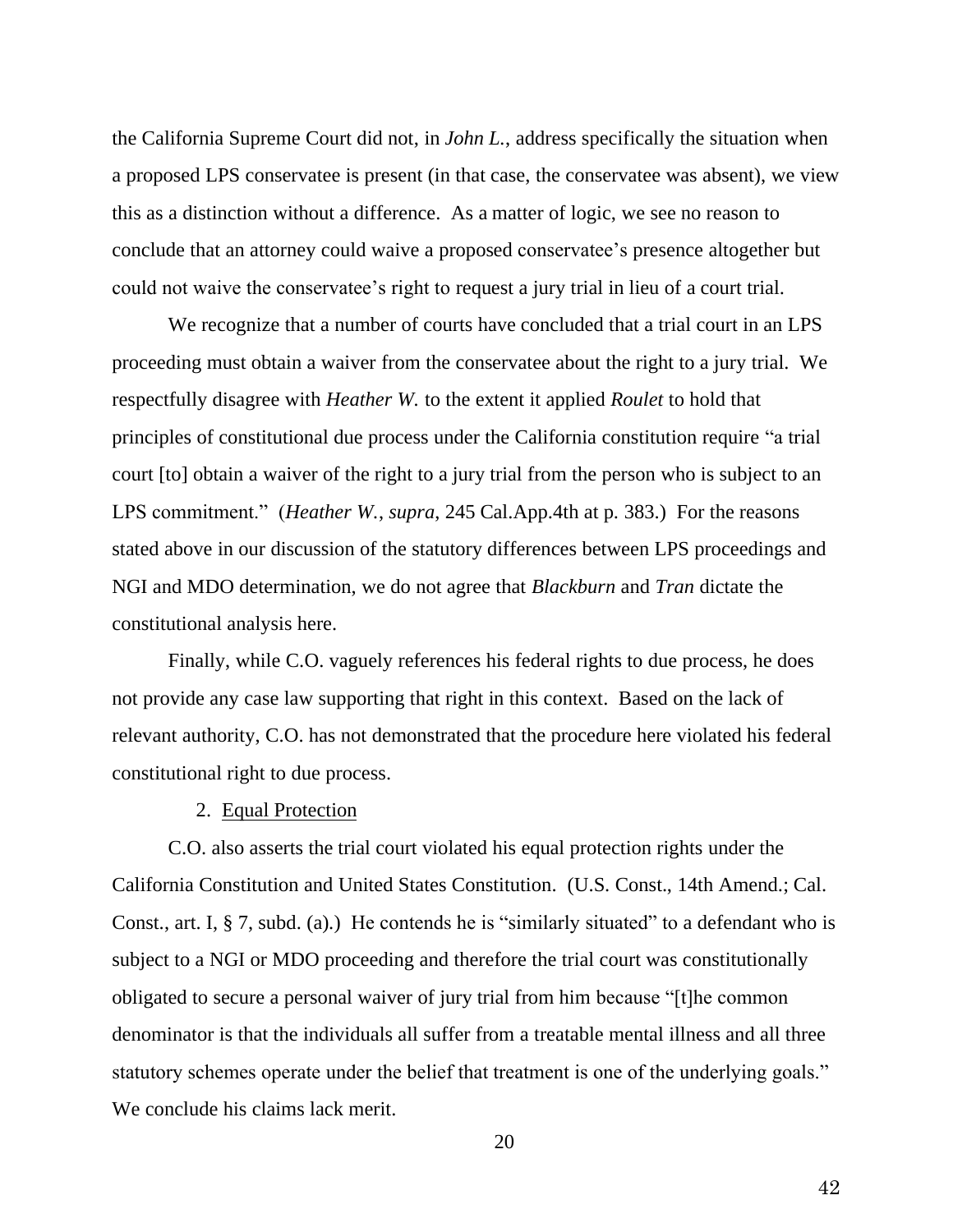the California Supreme Court did not, in *John L.*, address specifically the situation when a proposed LPS conservatee is present (in that case, the conservatee was absent), we view this as a distinction without a difference. As a matter of logic, we see no reason to conclude that an attorney could waive a proposed conservatee's presence altogether but could not waive the conservatee's right to request a jury trial in lieu of a court trial.

We recognize that a number of courts have concluded that a trial court in an LPS proceeding must obtain a waiver from the conservatee about the right to a jury trial. We respectfully disagree with *Heather W.* to the extent it applied *Roulet* to hold that principles of constitutional due process under the California constitution require "a trial court [to] obtain a waiver of the right to a jury trial from the person who is subject to an LPS commitment." (*Heather W., supra*, 245 Cal.App.4th at p. 383.) For the reasons stated above in our discussion of the statutory differences between LPS proceedings and NGI and MDO determination, we do not agree that *Blackburn* and *Tran* dictate the constitutional analysis here.

Finally, while C.O. vaguely references his federal rights to due process, he does not provide any case law supporting that right in this context. Based on the lack of relevant authority, C.O. has not demonstrated that the procedure here violated his federal constitutional right to due process.

2. Equal Protection

C.O. also asserts the trial court violated his equal protection rights under the California Constitution and United States Constitution. (U.S. Const., 14th Amend.; Cal. Const., art. I, § 7, subd. (a).) He contends he is "similarly situated" to a defendant who is subject to a NGI or MDO proceeding and therefore the trial court was constitutionally obligated to secure a personal waiver of jury trial from him because "[t]he common denominator is that the individuals all suffer from a treatable mental illness and all three statutory schemes operate under the belief that treatment is one of the underlying goals." We conclude his claims lack merit.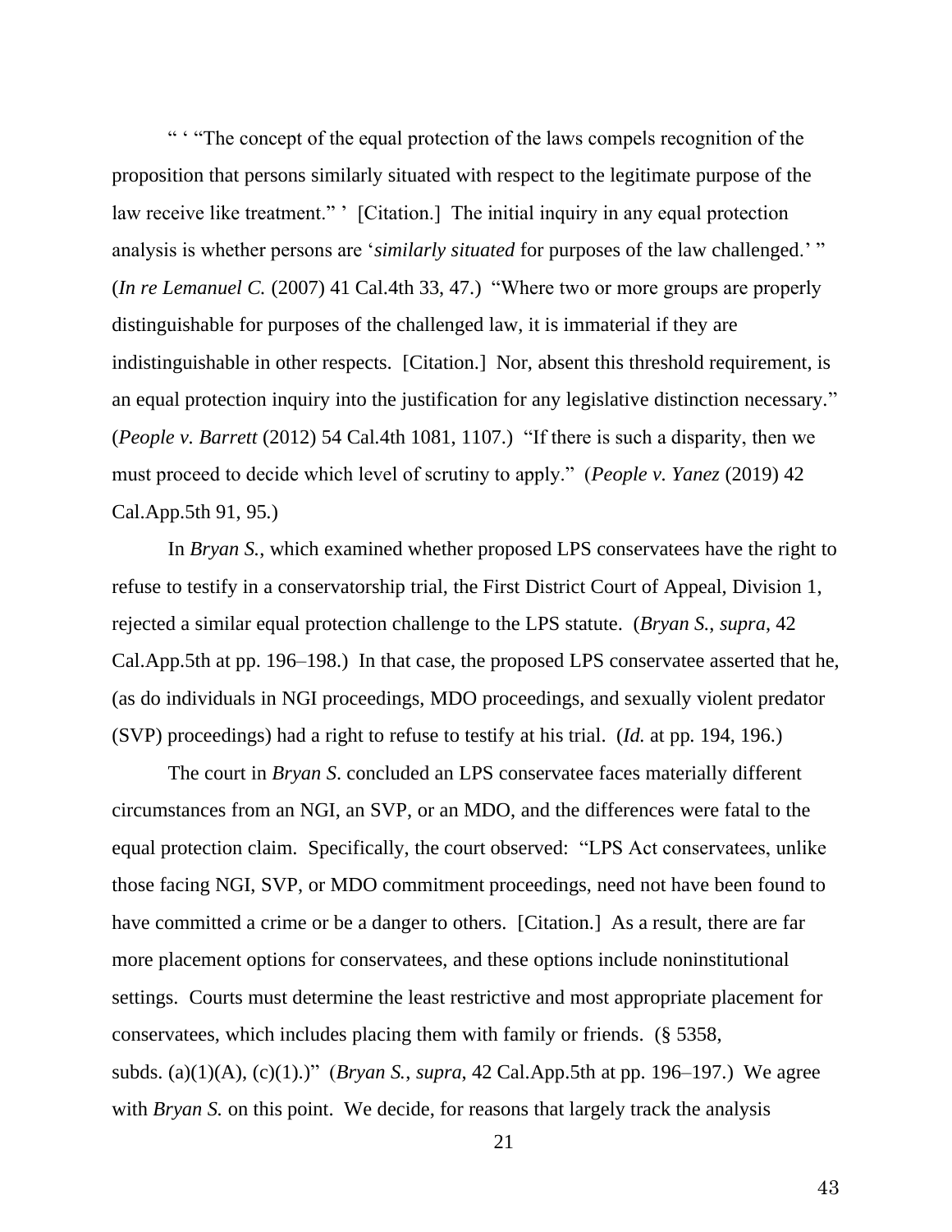" ' "The concept of the equal protection of the laws compels recognition of the proposition that persons similarly situated with respect to the legitimate purpose of the law receive like treatment." ' [Citation.] The initial inquiry in any equal protection analysis is whether persons are '*similarly situated* for purposes of the law challenged.' " (*In re Lemanuel C.* (2007) 41 Cal.4th 33, 47.) "Where two or more groups are properly distinguishable for purposes of the challenged law, it is immaterial if they are indistinguishable in other respects. [Citation.] Nor, absent this threshold requirement, is an equal protection inquiry into the justification for any legislative distinction necessary." (*People v. Barrett* (2012) 54 Cal.4th 1081, 1107.) "If there is such a disparity, then we must proceed to decide which level of scrutiny to apply." (*People v. Yanez* (2019) 42 Cal.App.5th 91, 95.)

In *Bryan S.*, which examined whether proposed LPS conservatees have the right to refuse to testify in a conservatorship trial, the First District Court of Appeal, Division 1, rejected a similar equal protection challenge to the LPS statute. (*Bryan S.*, *supra*, 42 Cal.App.5th at pp. 196–198.) In that case, the proposed LPS conservatee asserted that he, (as do individuals in NGI proceedings, MDO proceedings, and sexually violent predator (SVP) proceedings) had a right to refuse to testify at his trial. (*Id.* at pp. 194, 196.)

The court in *Bryan S.* concluded an LPS conservatee faces materially different circumstances from an NGI, an SVP, or an MDO, and the differences were fatal to the equal protection claim. Specifically, the court observed: "LPS Act conservatees, unlike those facing NGI, SVP, or MDO commitment proceedings, need not have been found to have committed a crime or be a danger to others. [Citation.] As a result, there are far more placement options for conservatees, and these options include noninstitutional settings. Courts must determine the least restrictive and most appropriate placement for conservatees, which includes placing them with family or friends. (§ 5358, subds. (a)(1)(A), (c)(1).)" (*Bryan S.*, *supra*, 42 Cal.App.5th at pp. 196–197.) We agree with *Bryan S.* on this point. We decide, for reasons that largely track the analysis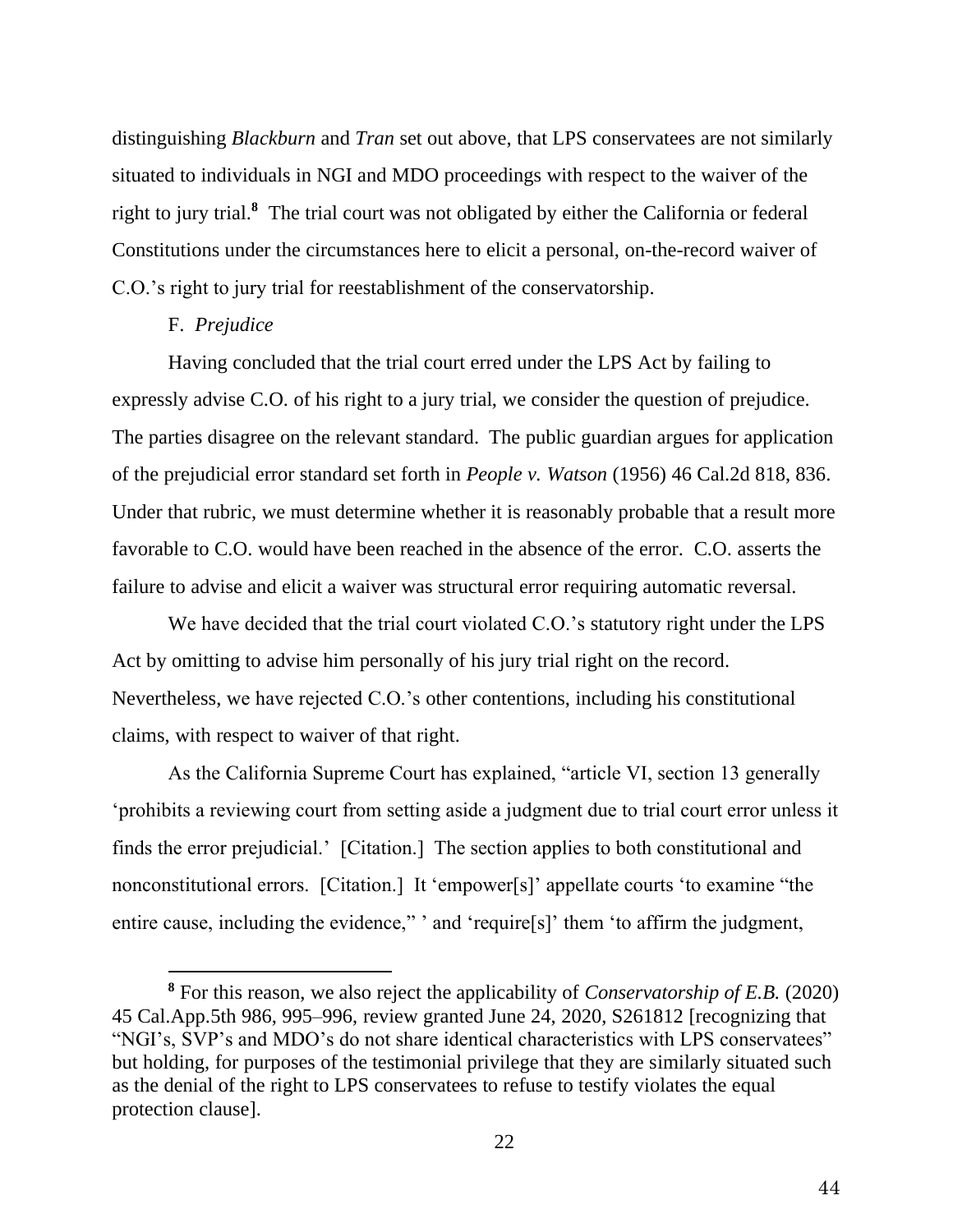distinguishing *Blackburn* and *Tran* set out above, that LPS conservatees are not similarly situated to individuals in NGI and MDO proceedings with respect to the waiver of the right to jury trial.[8] The trial court was not obligated by either the California or federal Constitutions under the circumstances here to elicit a personal, on-the-record waiver of C.O.'s right to jury trial for reestablishment of the conservatorship.

F. *Prejudice*

Having concluded that the trial court erred under the LPS Act by failing to expressly advise C.O. of his right to a jury trial, we consider the question of prejudice. The parties disagree on the relevant standard. The public guardian argues for application of the prejudicial error standard set forth in *People v. Watson* (1956) 46 Cal.2d 818, 836. Under that rubric, we must determine whether it is reasonably probable that a result more favorable to C.O. would have been reached in the absence of the error. C.O. asserts the failure to advise and elicit a waiver was structural error requiring automatic reversal.

We have decided that the trial court violated C.O.'s statutory right under the LPS Act by omitting to advise him personally of his jury trial right on the record. Nevertheless, we have rejected C.O.'s other contentions, including his constitutional claims, with respect to waiver of that right.

As the California Supreme Court has explained, "article VI, section 13 generally 'prohibits a reviewing court from setting aside a judgment due to trial court error unless it finds the error prejudicial.' [Citation.] The section applies to both constitutional and nonconstitutional errors. [Citation.] It 'empower[s]' appellate courts 'to examine "the entire cause, including the evidence," ' and 'require[s]' them 'to affirm the judgment,

[8] For this reason, we also reject the applicability of *Conservatorship of E.B.* (2020) 45 Cal.App.5th 986, 995–996, review granted June 24, 2020, S261812 [recognizing that "NGI's, SVP's and MDO's do not share identical characteristics with LPS conservatees" but holding, for purposes of the testimonial privilege that they are similarly situated such as the denial of the right to LPS conservatees to refuse to testify violates the equal protection clause].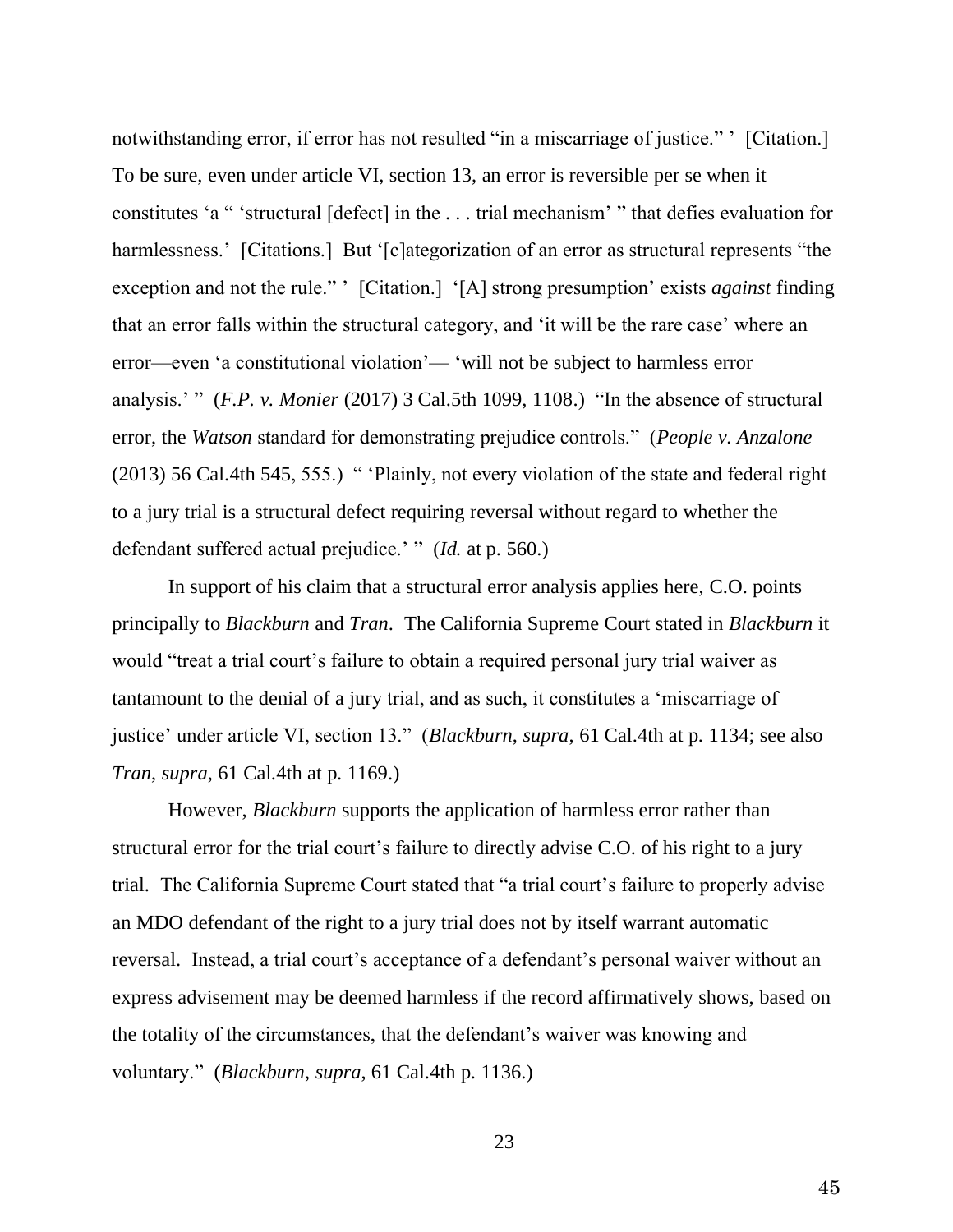notwithstanding error, if error has not resulted "in a miscarriage of justice." ' [Citation.] To be sure, even under article VI, section 13, an error is reversible per se when it constitutes 'a " 'structural [defect] in the . . . trial mechanism' " that defies evaluation for harmlessness.' [Citations.] But '[c]ategorization of an error as structural represents "the exception and not the rule." ' [Citation.] '[A] strong presumption' exists *against* finding that an error falls within the structural category, and 'it will be the rare case' where an error—even 'a constitutional violation'— 'will not be subject to harmless error analysis.' " (*F.P. v. Monier* (2017) 3 Cal.5th 1099, 1108.) "In the absence of structural error, the *Watson* standard for demonstrating prejudice controls." (*People v. Anzalone* (2013) 56 Cal.4th 545, 555.) " 'Plainly, not every violation of the state and federal right to a jury trial is a structural defect requiring reversal without regard to whether the defendant suffered actual prejudice.' " (*Id.* at p. 560.)

In support of his claim that a structural error analysis applies here, C.O. points principally to *Blackburn* and *Tran*. The California Supreme Court stated in *Blackburn* it would "treat a trial court's failure to obtain a required personal jury trial waiver as tantamount to the denial of a jury trial, and as such, it constitutes a 'miscarriage of justice' under article VI, section 13." (*Blackburn*, *supra*, 61 Cal.4th at p. 1134; see also *Tran*, *supra*, 61 Cal.4th at p. 1169.)

However, *Blackburn* supports the application of harmless error rather than structural error for the trial court's failure to directly advise C.O. of his right to a jury trial. The California Supreme Court stated that "a trial court's failure to properly advise an MDO defendant of the right to a jury trial does not by itself warrant automatic reversal. Instead, a trial court's acceptance of a defendant's personal waiver without an express advisement may be deemed harmless if the record affirmatively shows, based on the totality of the circumstances, that the defendant's waiver was knowing and voluntary." (*Blackburn*, *supra*, 61 Cal.4th p. 1136.)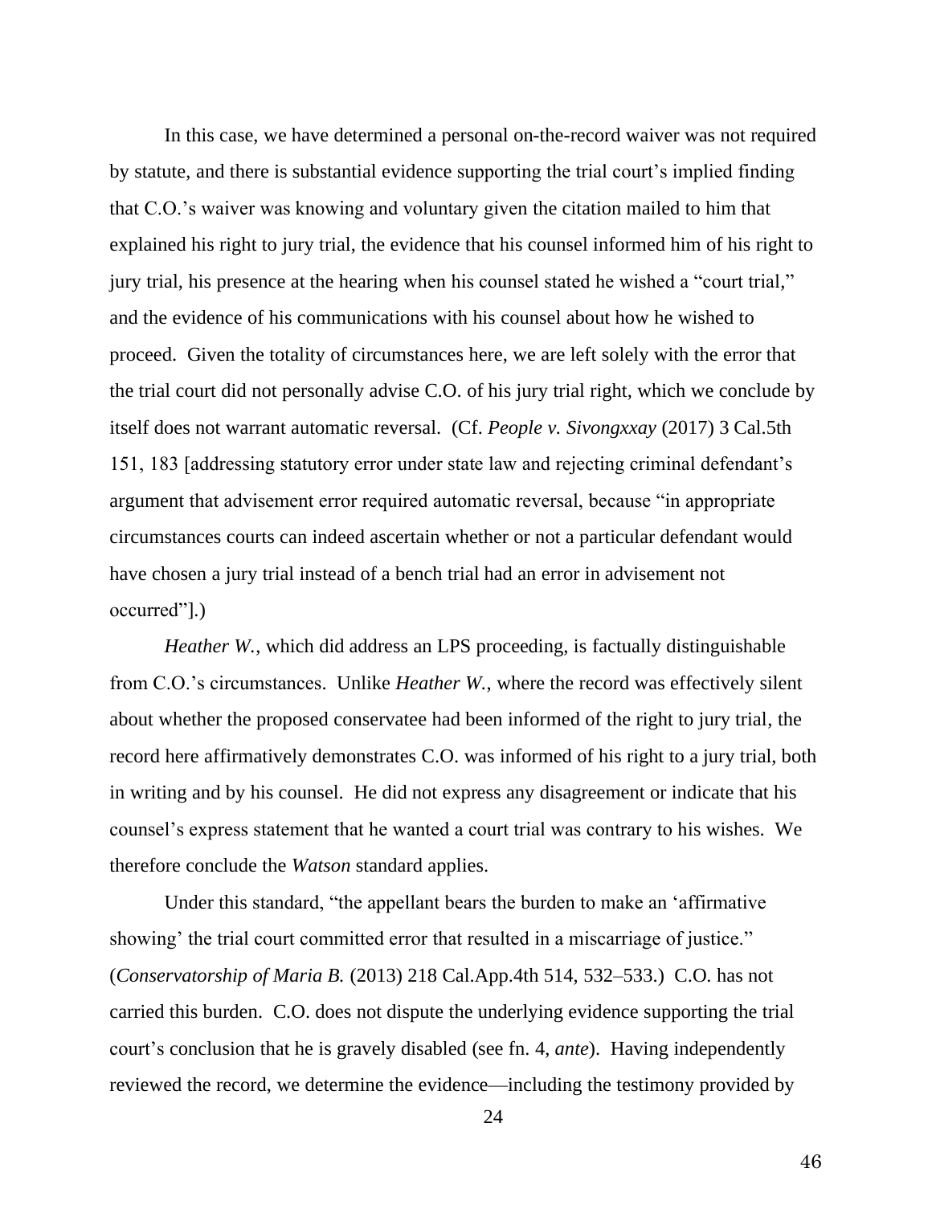In this case, we have determined a personal on-the-record waiver was not required by statute, and there is substantial evidence supporting the trial court's implied finding that C.O.'s waiver was knowing and voluntary given the citation mailed to him that explained his right to jury trial, the evidence that his counsel informed him of his right to jury trial, his presence at the hearing when his counsel stated he wished a "court trial," and the evidence of his communications with his counsel about how he wished to proceed. Given the totality of circumstances here, we are left solely with the error that the trial court did not personally advise C.O. of his jury trial right, which we conclude by itself does not warrant automatic reversal. (Cf. *People v. Sivongxxay* (2017) 3 Cal.5th 151, 183 [addressing statutory error under state law and rejecting criminal defendant's argument that advisement error required automatic reversal, because "in appropriate circumstances courts can indeed ascertain whether or not a particular defendant would have chosen a jury trial instead of a bench trial had an error in advisement not occurred"].)

*Heather W.*, which did address an LPS proceeding, is factually distinguishable from C.O.'s circumstances. Unlike *Heather W.*, where the record was effectively silent about whether the proposed conservatee had been informed of the right to jury trial, the record here affirmatively demonstrates C.O. was informed of his right to a jury trial, both in writing and by his counsel. He did not express any disagreement or indicate that his counsel's express statement that he wanted a court trial was contrary to his wishes. We therefore conclude the *Watson* standard applies.

Under this standard, "the appellant bears the burden to make an 'affirmative showing' the trial court committed error that resulted in a miscarriage of justice." (*Conservatorship of Maria B.* (2013) 218 Cal.App.4th 514, 532–533.) C.O. has not carried this burden. C.O. does not dispute the underlying evidence supporting the trial court's conclusion that he is gravely disabled (see fn. 4, *ante*). Having independently reviewed the record, we determine the evidence—including the testimony provided by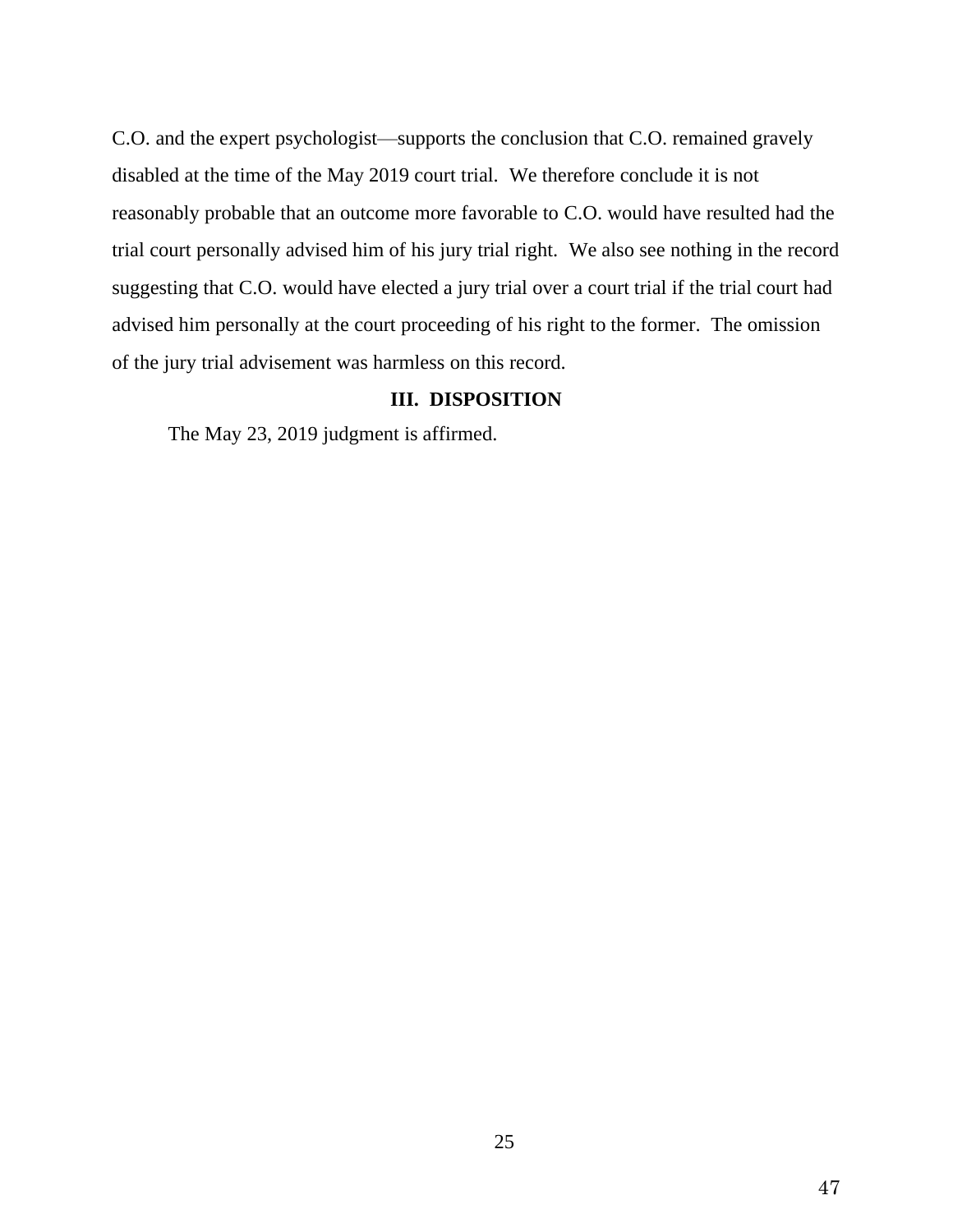C.O. and the expert psychologist—supports the conclusion that C.O. remained gravely disabled at the time of the May 2019 court trial. We therefore conclude it is not reasonably probable that an outcome more favorable to C.O. would have resulted had the trial court personally advised him of his jury trial right. We also see nothing in the record suggesting that C.O. would have elected a jury trial over a court trial if the trial court had advised him personally at the court proceeding of his right to the former. The omission of the jury trial advisement was harmless on this record.

## III. DISPOSITION

The May 23, 2019 judgment is affirmed.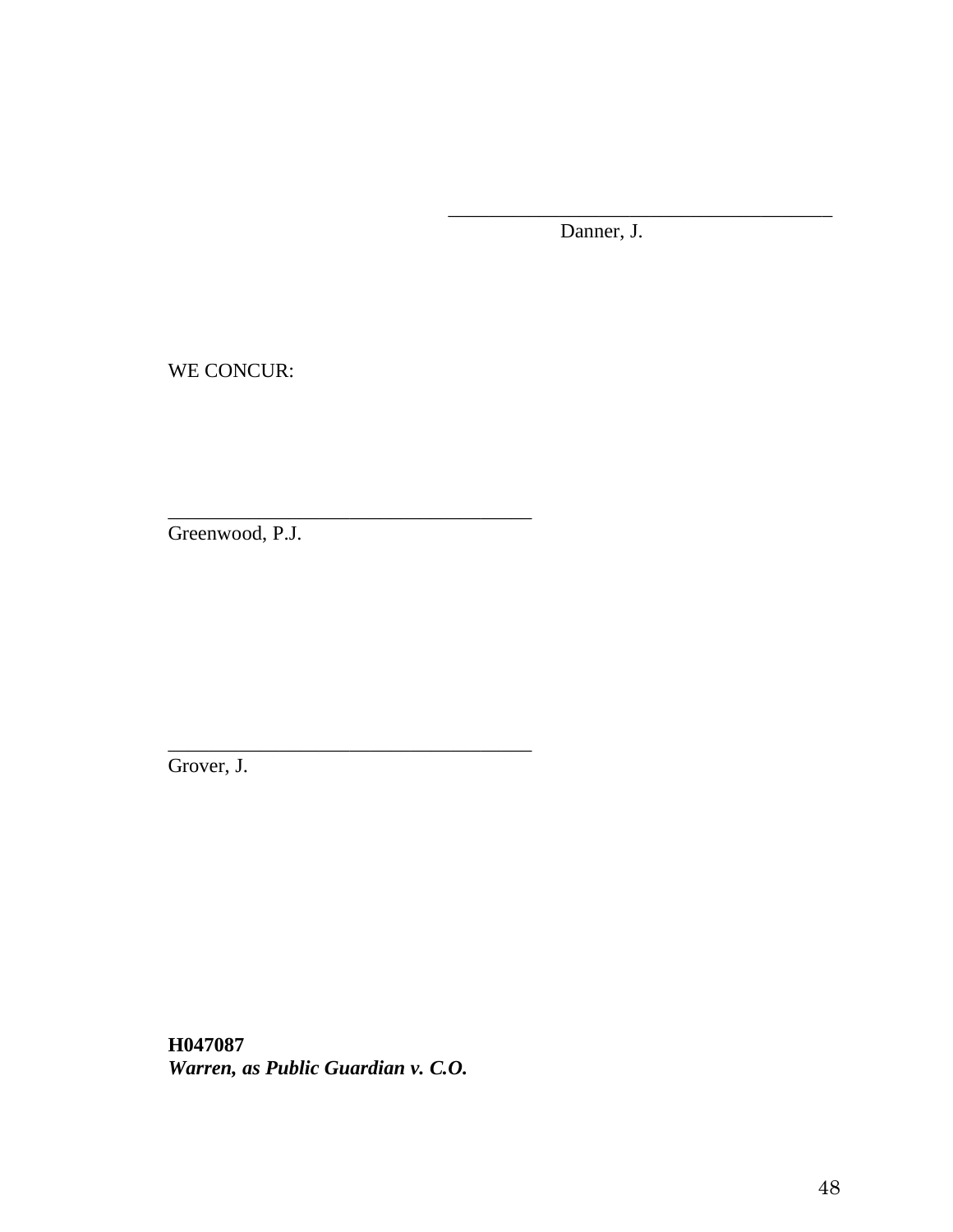_______________________________________
Danner, J.

WE CONCUR:

_______________________________________
Greenwood, P.J.

_______________________________________
Grover, J.

**H047087**
***Warren, as Public Guardian v. C.O.***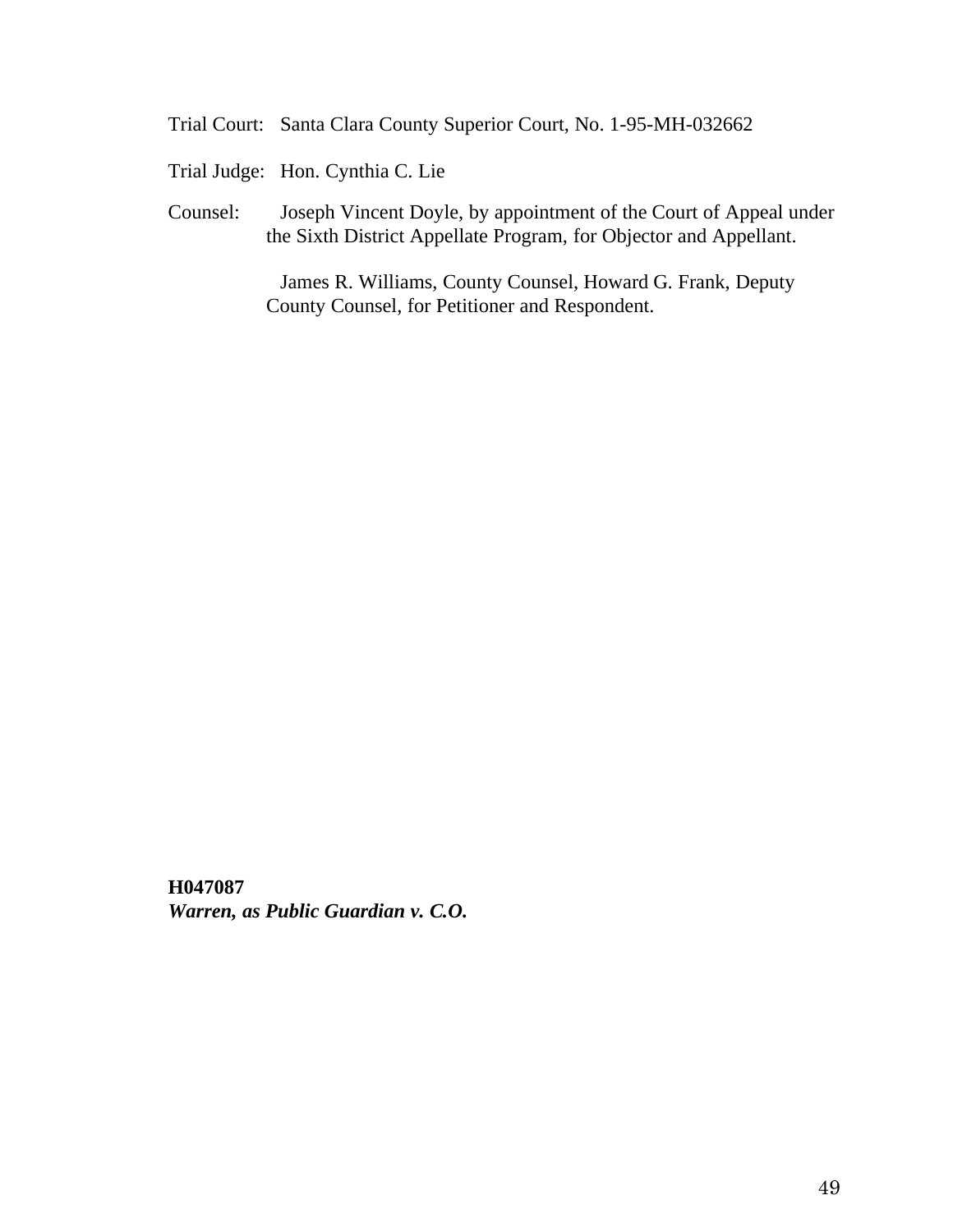Trial Court: Santa Clara County Superior Court, No. 1-95-MH-032662

Trial Judge: Hon. Cynthia C. Lie

Counsel: Joseph Vincent Doyle, by appointment of the Court of Appeal under the Sixth District Appellate Program, for Objector and Appellant.

James R. Williams, County Counsel, Howard G. Frank, Deputy County Counsel, for Petitioner and Respondent.

**H047087**
***Warren, as Public Guardian v. C.O.***